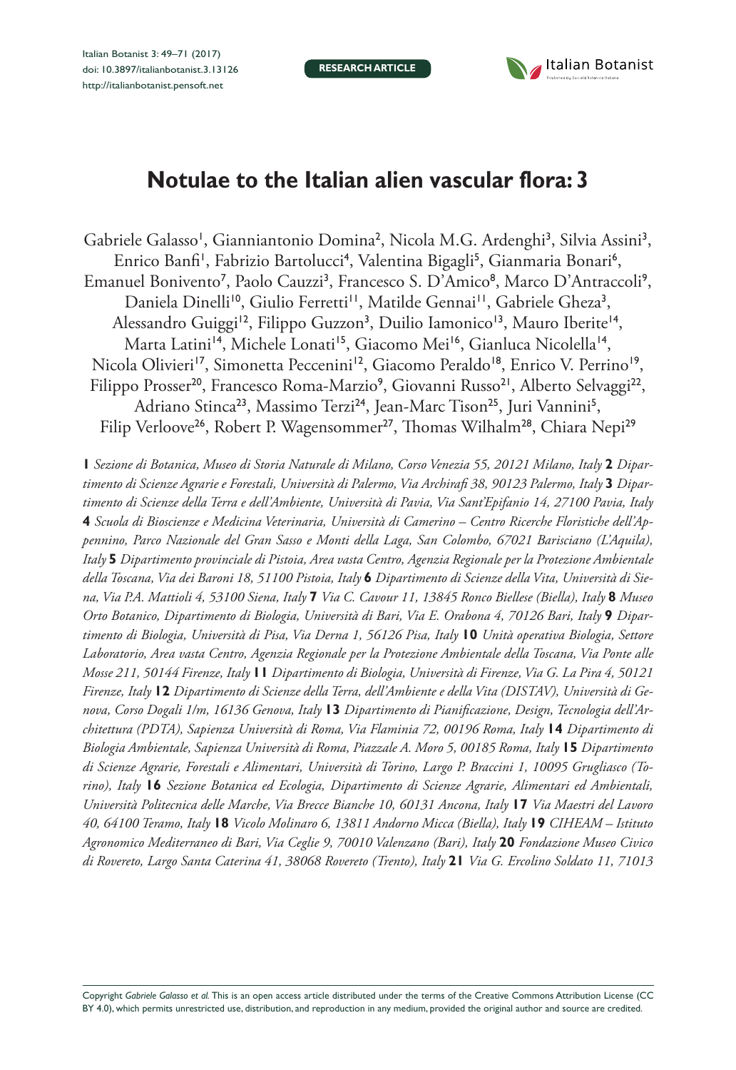# Notulae to the Italian alien vascular flora: 3

Gabriele Galasso[1], Gianniantonio Domina[2], Nicola M.G. Ardenghi[3], Silvia Assini[3], Enrico Banfi[1], Fabrizio Bartolucci[4], Valentina Bigagli[5], Gianmaria Bonari[6], Emanuel Bonivento[7], Paolo Cauzzi[3], Francesco S. D'Amico[8], Marco D'Antraccoli[9], Daniela Dinelli[10], Giulio Ferretti[11], Matilde Gennai[11], Gabriele Gheza[3], Alessandro Guiggi[12], Filippo Guzzon[3], Duilio Iamonico[13], Mauro Iberite[14], Marta Latini[14], Michele Lonati[15], Giacomo Mei[16], Gianluca Nicolella[14], Nicola Olivieri[17], Simonetta Peccenini[12], Giacomo Peraldo[18], Enrico V. Perrino[19], Filippo Prosser[20], Francesco Roma-Marzio[9], Giovanni Russo[21], Alberto Selvaggi[22], Adriano Stinca[23], Massimo Terzi[24], Jean-Marc Tison[25], Juri Vannini[5], Filip Verloove[26], Robert P. Wagensommer[27], Thomas Wilhalm[28], Chiara Nepi[29]

**1** *Sezione di Botanica, Museo di Storia Naturale di Milano, Corso Venezia 55, 20121 Milano, Italy* **2** *Dipartimento di Scienze Agrarie e Forestali, Università di Palermo, Via Archirafi 38, 90123 Palermo, Italy* **3** *Dipartimento di Scienze della Terra e dell'Ambiente, Università di Pavia, Via Sant'Epifanio 14, 27100 Pavia, Italy* **4** *Scuola di Bioscienze e Medicina Veterinaria, Università di Camerino – Centro Ricerche Floristiche dell'Appennino, Parco Nazionale del Gran Sasso e Monti della Laga, San Colombo, 67021 Barisciano (L'Aquila), Italy* **5** *Dipartimento provinciale di Pistoia, Area vasta Centro, Agenzia Regionale per la Protezione Ambientale della Toscana, Via dei Baroni 18, 51100 Pistoia, Italy* **6** *Dipartimento di Scienze della Vita, Università di Siena, Via P.A. Mattioli 4, 53100 Siena, Italy* **7** *Via C. Cavour 11, 13845 Ronco Biellese (Biella), Italy* **8** *Museo Orto Botanico, Dipartimento di Biologia, Università di Bari, Via E. Orabona 4, 70126 Bari, Italy* **9** *Dipartimento di Biologia, Università di Pisa, Via Derna 1, 56126 Pisa, Italy* **10** *Unità operativa Biologia, Settore Laboratorio, Area vasta Centro, Agenzia Regionale per la Protezione Ambientale della Toscana, Via Ponte alle Mosse 211, 50144 Firenze, Italy* **11** *Dipartimento di Biologia, Università di Firenze, Via G. La Pira 4, 50121 Firenze, Italy* **12** *Dipartimento di Scienze della Terra, dell'Ambiente e della Vita (DISTAV), Università di Genova, Corso Dogali 1/m, 16136 Genova, Italy* **13** *Dipartimento di Pianificazione, Design, Tecnologia dell'Architettura (PDTA), Sapienza Università di Roma, Via Flaminia 72, 00196 Roma, Italy* **14** *Dipartimento di Biologia Ambientale, Sapienza Università di Roma, Piazzale A. Moro 5, 00185 Roma, Italy* **15** *Dipartimento di Scienze Agrarie, Forestali e Alimentari, Università di Torino, Largo P. Braccini 1, 10095 Grugliasco (Torino), Italy* **16** *Sezione Botanica ed Ecologia, Dipartimento di Scienze Agrarie, Alimentari ed Ambientali, Università Politecnica delle Marche, Via Brecce Bianche 10, 60131 Ancona, Italy* **17** *Via Maestri del Lavoro 40, 64100 Teramo, Italy* **18** *Vicolo Molinaro 6, 13811 Andorno Micca (Biella), Italy* **19** *CIHEAM – Istituto Agronomico Mediterraneo di Bari, Via Ceglie 9, 70010 Valenzano (Bari), Italy* **20** *Fondazione Museo Civico di Rovereto, Largo Santa Caterina 41, 38068 Rovereto (Trento), Italy* **21** *Via G. Ercolino Soldato 11, 71013*

Copyright *Gabriele Galasso et al.* This is an open access article distributed under the terms of the Creative Commons Attribution License (CC BY 4.0), which permits unrestricted use, distribution, and reproduction in any medium, provided the original author and source are credited.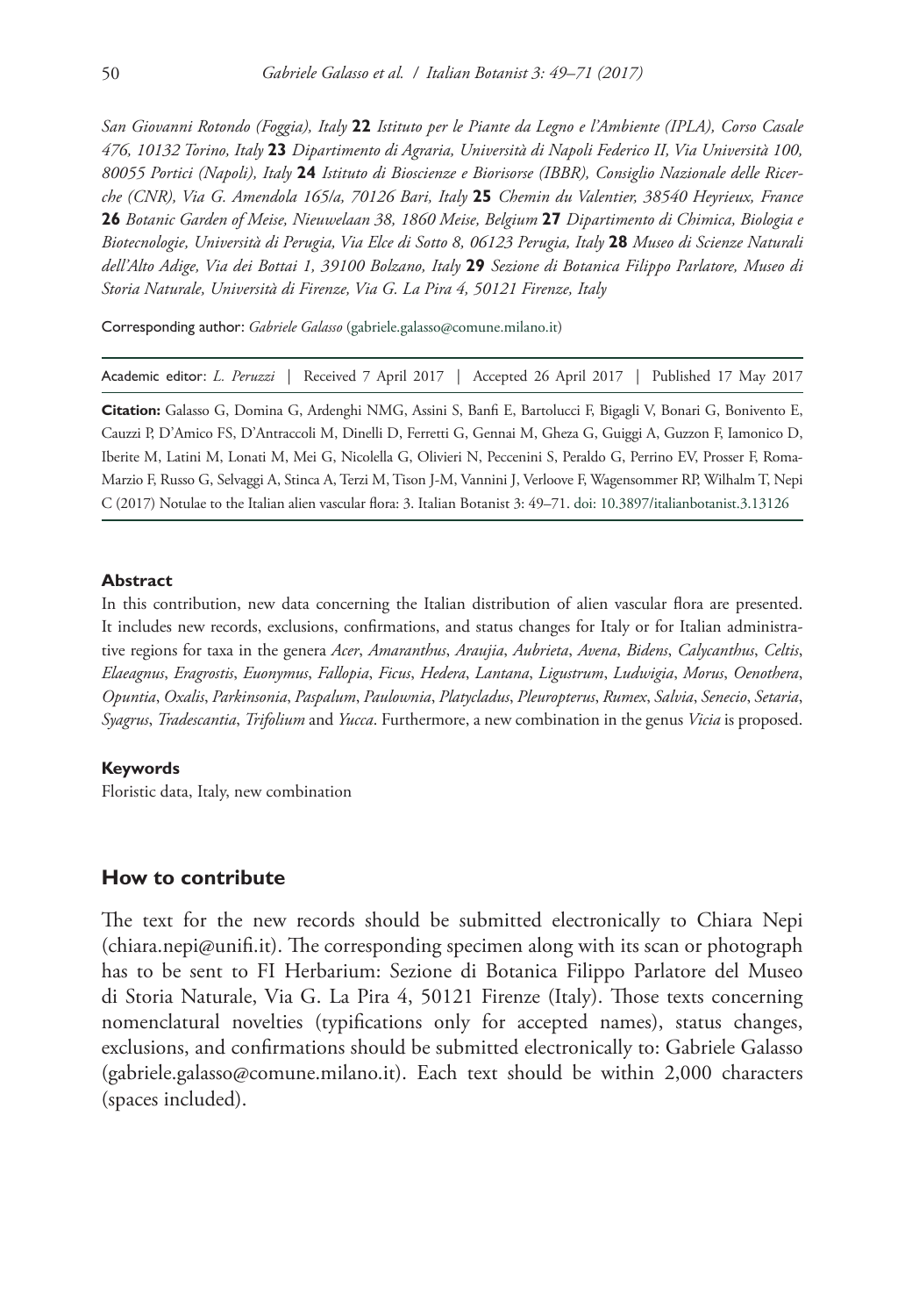*San Giovanni Rotondo (Foggia), Italy* **22** *Istituto per le Piante da Legno e l'Ambiente (IPLA), Corso Casale 476, 10132 Torino, Italy* **23** *Dipartimento di Agraria, Università di Napoli Federico II, Via Università 100, 80055 Portici (Napoli), Italy* **24** *Istituto di Bioscienze e Biorisorse (IBBR), Consiglio Nazionale delle Ricerche (CNR), Via G. Amendola 165/a, 70126 Bari, Italy* **25** *Chemin du Valentier, 38540 Heyrieux, France* **26** *Botanic Garden of Meise, Nieuwelaan 38, 1860 Meise, Belgium* **27** *Dipartimento di Chimica, Biologia e Biotecnologie, Università di Perugia, Via Elce di Sotto 8, 06123 Perugia, Italy* **28** *Museo di Scienze Naturali dell'Alto Adige, Via dei Bottai 1, 39100 Bolzano, Italy* **29** *Sezione di Botanica Filippo Parlatore, Museo di Storia Naturale, Università di Firenze, Via G. La Pira 4, 50121 Firenze, Italy*

Corresponding author: *Gabriele Galasso* (gabriele.galasso@comune.milano.it)

Academic editor: *L. Peruzzi* | Received 7 April 2017 | Accepted 26 April 2017 | Published 17 May 2017

**Citation:** Galasso G, Domina G, Ardenghi NMG, Assini S, Banfi E, Bartolucci F, Bigagli V, Bonari G, Bonivento E, Cauzzi P, D'Amico FS, D'Antraccoli M, Dinelli D, Ferretti G, Gennai M, Gheza G, Guiggi A, Guzzon F, Iamonico D, Iberite M, Latini M, Lonati M, Mei G, Nicolella G, Olivieri N, Peccenini S, Peraldo G, Perrino EV, Prosser F, Roma-Marzio F, Russo G, Selvaggi A, Stinca A, Terzi M, Tison J-M, Vannini J, Verloove F, Wagensommer RP, Wilhalm T, Nepi C (2017) Notulae to the Italian alien vascular flora: 3. Italian Botanist 3: 49–71. doi: 10.3897/italianbotanist.3.13126

#### Abstract

In this contribution, new data concerning the Italian distribution of alien vascular flora are presented. It includes new records, exclusions, confirmations, and status changes for Italy or for Italian administrative regions for taxa in the genera *Acer*, *Amaranthus*, *Araujia*, *Aubrieta*, *Avena*, *Bidens*, *Calycanthus*, *Celtis*, *Elaeagnus*, *Eragrostis*, *Euonymus*, *Fallopia*, *Ficus*, *Hedera*, *Lantana*, *Ligustrum*, *Ludwigia*, *Morus*, *Oenothera*, *Opuntia*, *Oxalis*, *Parkinsonia*, *Paspalum*, *Paulownia*, *Platycladus*, *Pleuropterus*, *Rumex*, *Salvia*, *Senecio*, *Setaria*, *Syagrus*, *Tradescantia*, *Trifolium* and *Yucca*. Furthermore, a new combination in the genus *Vicia* is proposed.

#### Keywords

Floristic data, Italy, new combination

## How to contribute

The text for the new records should be submitted electronically to Chiara Nepi (chiara.nepi@unifi.it). The corresponding specimen along with its scan or photograph has to be sent to FI Herbarium: Sezione di Botanica Filippo Parlatore del Museo di Storia Naturale, Via G. La Pira 4, 50121 Firenze (Italy). Those texts concerning nomenclatural novelties (typifications only for accepted names), status changes, exclusions, and confirmations should be submitted electronically to: Gabriele Galasso (gabriele.galasso@comune.milano.it). Each text should be within 2,000 characters (spaces included).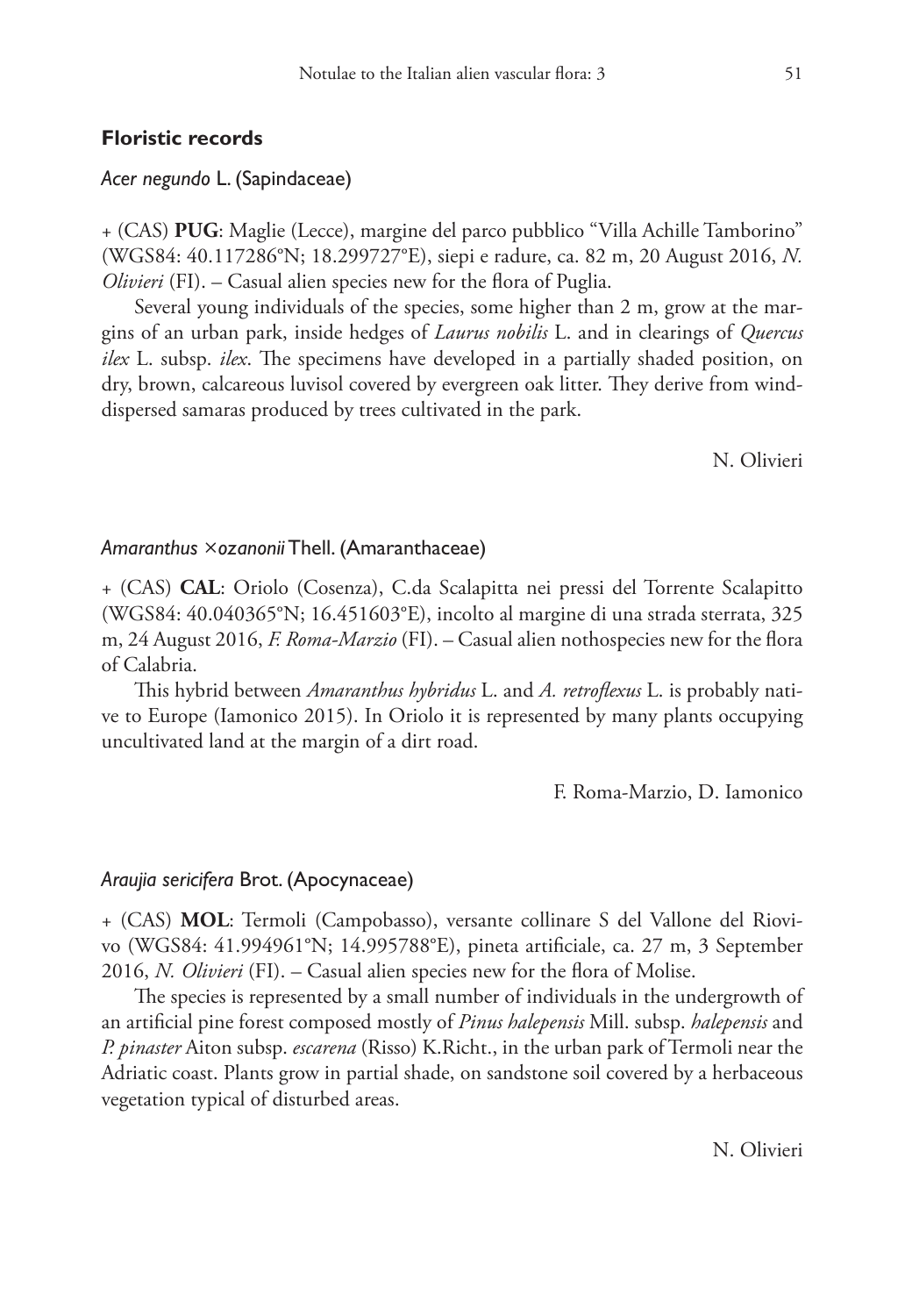## Floristic records

### *Acer negundo* L. (Sapindaceae)

+ (CAS) **PUG**: Maglie (Lecce), margine del parco pubblico "Villa Achille Tamborino" (WGS84: 40.117286°N; 18.299727°E), siepi e radure, ca. 82 m, 20 August 2016, *N. Olivieri* (FI). – Casual alien species new for the flora of Puglia.

Several young individuals of the species, some higher than 2 m, grow at the margins of an urban park, inside hedges of *Laurus nobilis* L. and in clearings of *Quercus ilex* L. subsp. *ilex*. The specimens have developed in a partially shaded position, on dry, brown, calcareous luvisol covered by evergreen oak litter. They derive from wind-dispersed samaras produced by trees cultivated in the park.

N. Olivieri

### *Amaranthus* ×*ozanonii* Thell. (Amaranthaceae)

+ (CAS) **CAL**: Oriolo (Cosenza), C.da Scalapitta nei pressi del Torrente Scalapitto (WGS84: 40.040365°N; 16.451603°E), incolto al margine di una strada sterrata, 325 m, 24 August 2016, *F. Roma-Marzio* (FI). – Casual alien nothospecies new for the flora of Calabria.

This hybrid between *Amaranthus hybridus* L. and *A. retroflexus* L. is probably native to Europe (Iamonico 2015). In Oriolo it is represented by many plants occupying uncultivated land at the margin of a dirt road.

F. Roma-Marzio, D. Iamonico

### *Araujia sericifera* Brot. (Apocynaceae)

+ (CAS) **MOL**: Termoli (Campobasso), versante collinare S del Vallone del Riovivo (WGS84: 41.994961°N; 14.995788°E), pineta artificiale, ca. 27 m, 3 September 2016, *N. Olivieri* (FI). – Casual alien species new for the flora of Molise.

The species is represented by a small number of individuals in the undergrowth of an artificial pine forest composed mostly of *Pinus halepensis* Mill. subsp. *halepensis* and *P. pinaster* Aiton subsp. *escarena* (Risso) K.Richt., in the urban park of Termoli near the Adriatic coast. Plants grow in partial shade, on sandstone soil covered by a herbaceous vegetation typical of disturbed areas.

N. Olivieri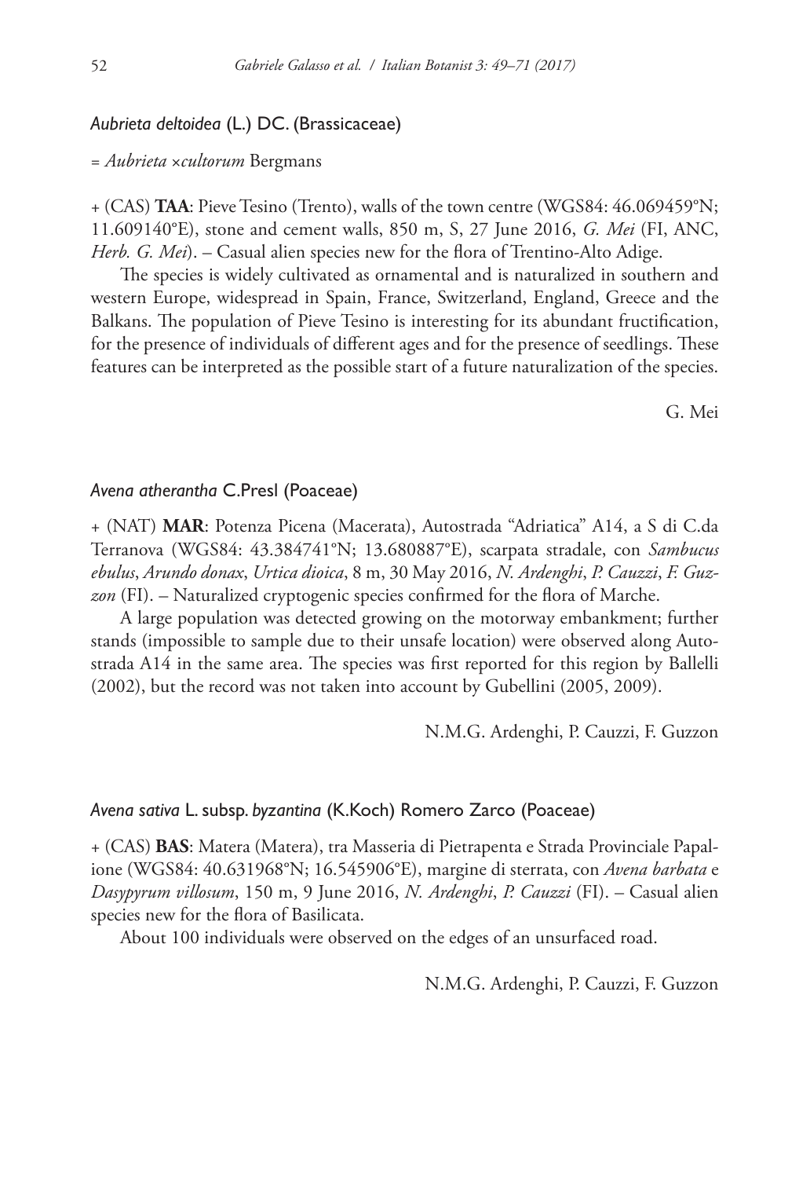### *Aubrieta deltoidea* (L.) DC. (Brassicaceae)

= *Aubrieta* ×*cultorum* Bergmans

+ (CAS) **TAA**: Pieve Tesino (Trento), walls of the town centre (WGS84: 46.069459°N; 11.609140°E), stone and cement walls, 850 m, S, 27 June 2016, *G. Mei* (FI, ANC, *Herb. G. Mei*). – Casual alien species new for the flora of Trentino-Alto Adige.

The species is widely cultivated as ornamental and is naturalized in southern and western Europe, widespread in Spain, France, Switzerland, England, Greece and the Balkans. The population of Pieve Tesino is interesting for its abundant fructification, for the presence of individuals of different ages and for the presence of seedlings. These features can be interpreted as the possible start of a future naturalization of the species.

G. Mei

### *Avena atherantha* C.Presl (Poaceae)

+ (NAT) **MAR**: Potenza Picena (Macerata), Autostrada "Adriatica" A14, a S di C.da Terranova (WGS84: 43.384741°N; 13.680887°E), scarpata stradale, con *Sambucus ebulus*, *Arundo donax*, *Urtica dioica*, 8 m, 30 May 2016, *N. Ardenghi*, *P. Cauzzi*, *F. Guzzon* (FI). – Naturalized cryptogenic species confirmed for the flora of Marche.

A large population was detected growing on the motorway embankment; further stands (impossible to sample due to their unsafe location) were observed along Autostrada A14 in the same area. The species was first reported for this region by Ballelli (2002), but the record was not taken into account by Gubellini (2005, 2009).

N.M.G. Ardenghi, P. Cauzzi, F. Guzzon

### *Avena sativa* L. subsp. *byzantina* (K.Koch) Romero Zarco (Poaceae)

+ (CAS) **BAS**: Matera (Matera), tra Masseria di Pietrapenta e Strada Provinciale Papalione (WGS84: 40.631968°N; 16.545906°E), margine di sterrata, con *Avena barbata* e *Dasypyrum villosum*, 150 m, 9 June 2016, *N. Ardenghi*, *P. Cauzzi* (FI). – Casual alien species new for the flora of Basilicata.

About 100 individuals were observed on the edges of an unsurfaced road.

N.M.G. Ardenghi, P. Cauzzi, F. Guzzon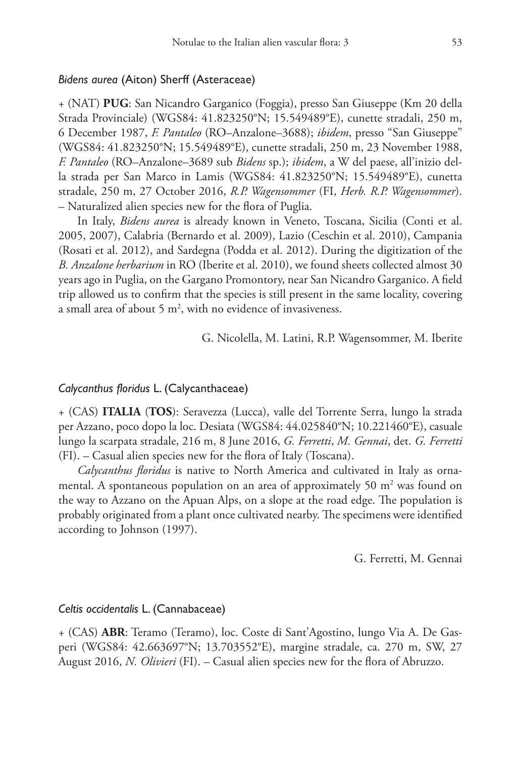### *Bidens aurea* (Aiton) Sherff (Asteraceae)

+ (NAT) **PUG**: San Nicandro Garganico (Foggia), presso San Giuseppe (Km 20 della Strada Provinciale) (WGS84: 41.823250°N; 15.549489°E), cunette stradali, 250 m, 6 December 1987, *F. Pantaleo* (RO–Anzalone–3688); *ibidem*, presso "San Giuseppe" (WGS84: 41.823250°N; 15.549489°E), cunette stradali, 250 m, 23 November 1988, *F. Pantaleo* (RO–Anzalone–3689 sub *Bidens* sp.); *ibidem*, a W del paese, all'inizio della strada per San Marco in Lamis (WGS84: 41.823250°N; 15.549489°E), cunetta stradale, 250 m, 27 October 2016, *R.P. Wagensommer* (FI, *Herb. R.P. Wagensommer*). – Naturalized alien species new for the flora of Puglia.

In Italy, *Bidens aurea* is already known in Veneto, Toscana, Sicilia (Conti et al. 2005, 2007), Calabria (Bernardo et al. 2009), Lazio (Ceschin et al. 2010), Campania (Rosati et al. 2012), and Sardegna (Podda et al. 2012). During the digitization of the *B. Anzalone herbarium* in RO (Iberite et al. 2010), we found sheets collected almost 30 years ago in Puglia, on the Gargano Promontory, near San Nicandro Garganico. A field trip allowed us to confirm that the species is still present in the same locality, covering a small area of about 5 m$^2$, with no evidence of invasiveness.

G. Nicolella, M. Latini, R.P. Wagensommer, M. Iberite

### *Calycanthus floridus* L. (Calycanthaceae)

+ (CAS) **ITALIA** (**TOS**): Seravezza (Lucca), valle del Torrente Serra, lungo la strada per Azzano, poco dopo la loc. Desiata (WGS84: 44.025840°N; 10.221460°E), casuale lungo la scarpata stradale, 216 m, 8 June 2016, *G. Ferretti*, *M. Gennai*, det. *G. Ferretti* (FI). – Casual alien species new for the flora of Italy (Toscana).

*Calycanthus floridus* is native to North America and cultivated in Italy as ornamental. A spontaneous population on an area of approximately 50 m$^2$ was found on the way to Azzano on the Apuan Alps, on a slope at the road edge. The population is probably originated from a plant once cultivated nearby. The specimens were identified according to Johnson (1997).

G. Ferretti, M. Gennai

### *Celtis occidentalis* L. (Cannabaceae)

+ (CAS) **ABR**: Teramo (Teramo), loc. Coste di Sant'Agostino, lungo Via A. De Gasperi (WGS84: 42.663697°N; 13.703552°E), margine stradale, ca. 270 m, SW, 27 August 2016, *N. Olivieri* (FI). – Casual alien species new for the flora of Abruzzo.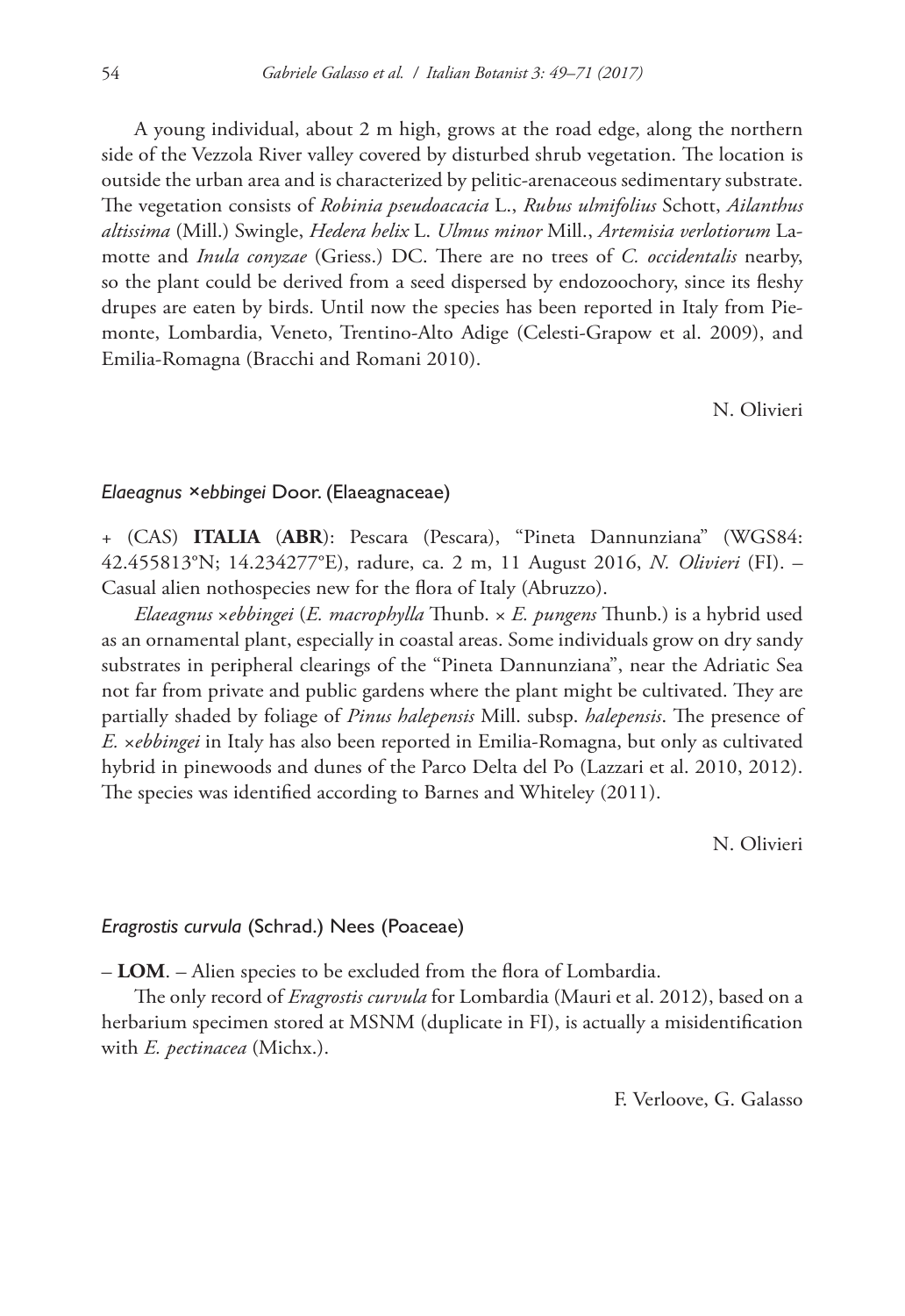A young individual, about 2 m high, grows at the road edge, along the northern side of the Vezzola River valley covered by disturbed shrub vegetation. The location is outside the urban area and is characterized by pelitic-arenaceous sedimentary substrate. The vegetation consists of *Robinia pseudoacacia* L., *Rubus ulmifolius* Schott, *Ailanthus altissima* (Mill.) Swingle, *Hedera helix* L. *Ulmus minor* Mill., *Artemisia verlotiorum* Lamotte and *Inula conyzae* (Griess.) DC. There are no trees of *C. occidentalis* nearby, so the plant could be derived from a seed dispersed by endozoochory, since its fleshy drupes are eaten by birds. Until now the species has been reported in Italy from Piemonte, Lombardia, Veneto, Trentino-Alto Adige (Celesti-Grapow et al. 2009), and Emilia-Romagna (Bracchi and Romani 2010).

N. Olivieri

### *Elaeagnus ×ebbingei* Door. (Elaeagnaceae)

+ (CAS) **ITALIA** (**ABR**): Pescara (Pescara), "Pineta Dannunziana" (WGS84: 42.455813°N; 14.234277°E), radure, ca. 2 m, 11 August 2016, *N. Olivieri* (FI). – Casual alien nothospecies new for the flora of Italy (Abruzzo).

*Elaeagnus ×ebbingei* (*E. macrophylla* Thunb. × *E. pungens* Thunb.) is a hybrid used as an ornamental plant, especially in coastal areas. Some individuals grow on dry sandy substrates in peripheral clearings of the "Pineta Dannunziana", near the Adriatic Sea not far from private and public gardens where the plant might be cultivated. They are partially shaded by foliage of *Pinus halepensis* Mill. subsp. *halepensis*. The presence of *E. ×ebbingei* in Italy has also been reported in Emilia-Romagna, but only as cultivated hybrid in pinewoods and dunes of the Parco Delta del Po (Lazzari et al. 2010, 2012). The species was identified according to Barnes and Whiteley (2011).

N. Olivieri

### *Eragrostis curvula* (Schrad.) Nees (Poaceae)

– **LOM**. – Alien species to be excluded from the flora of Lombardia.

The only record of *Eragrostis curvula* for Lombardia (Mauri et al. 2012), based on a herbarium specimen stored at MSNM (duplicate in FI), is actually a misidentification with *E. pectinacea* (Michx.).

F. Verloove, G. Galasso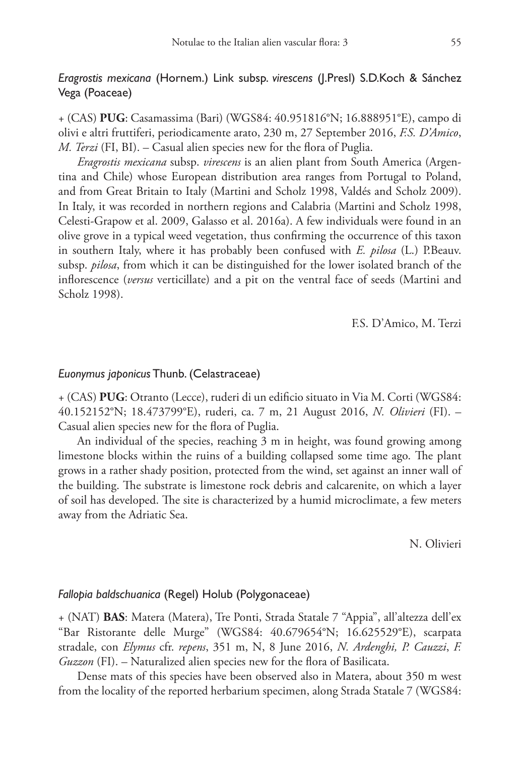### *Eragrostis mexicana* (Hornem.) Link subsp. *virescens* (J.Presl) S.D.Koch & Sánchez Vega (Poaceae)

+ (CAS) **PUG**: Casamassima (Bari) (WGS84: 40.951816°N; 16.888951°E), campo di olivi e altri fruttiferi, periodicamente arato, 230 m, 27 September 2016, *F.S. D'Amico*, *M. Terzi* (FI, BI). – Casual alien species new for the flora of Puglia.

*Eragrostis mexicana* subsp. *virescens* is an alien plant from South America (Argentina and Chile) whose European distribution area ranges from Portugal to Poland, and from Great Britain to Italy (Martini and Scholz 1998, Valdés and Scholz 2009). In Italy, it was recorded in northern regions and Calabria (Martini and Scholz 1998, Celesti-Grapow et al. 2009, Galasso et al. 2016a). A few individuals were found in an olive grove in a typical weed vegetation, thus confirming the occurrence of this taxon in southern Italy, where it has probably been confused with *E. pilosa* (L.) P.Beauv. subsp. *pilosa*, from which it can be distinguished for the lower isolated branch of the inflorescence (*versus* verticillate) and a pit on the ventral face of seeds (Martini and Scholz 1998).

F.S. D'Amico, M. Terzi

### *Euonymus japonicus* Thunb. (Celastraceae)

+ (CAS) **PUG**: Otranto (Lecce), ruderi di un edificio situato in Via M. Corti (WGS84: 40.152152°N; 18.473799°E), ruderi, ca. 7 m, 21 August 2016, *N. Olivieri* (FI). – Casual alien species new for the flora of Puglia.

An individual of the species, reaching 3 m in height, was found growing among limestone blocks within the ruins of a building collapsed some time ago. The plant grows in a rather shady position, protected from the wind, set against an inner wall of the building. The substrate is limestone rock debris and calcarenite, on which a layer of soil has developed. The site is characterized by a humid microclimate, a few meters away from the Adriatic Sea.

N. Olivieri

### *Fallopia baldschuanica* (Regel) Holub (Polygonaceae)

+ (NAT) **BAS**: Matera (Matera), Tre Ponti, Strada Statale 7 "Appia", all'altezza dell'ex "Bar Ristorante delle Murge" (WGS84: 40.679654°N; 16.625529°E), scarpata stradale, con *Elymus* cfr. *repens*, 351 m, N, 8 June 2016, *N. Ardenghi, P. Cauzzi*, *F. Guzzon* (FI). – Naturalized alien species new for the flora of Basilicata.

Dense mats of this species have been observed also in Matera, about 350 m west from the locality of the reported herbarium specimen, along Strada Statale 7 (WGS84: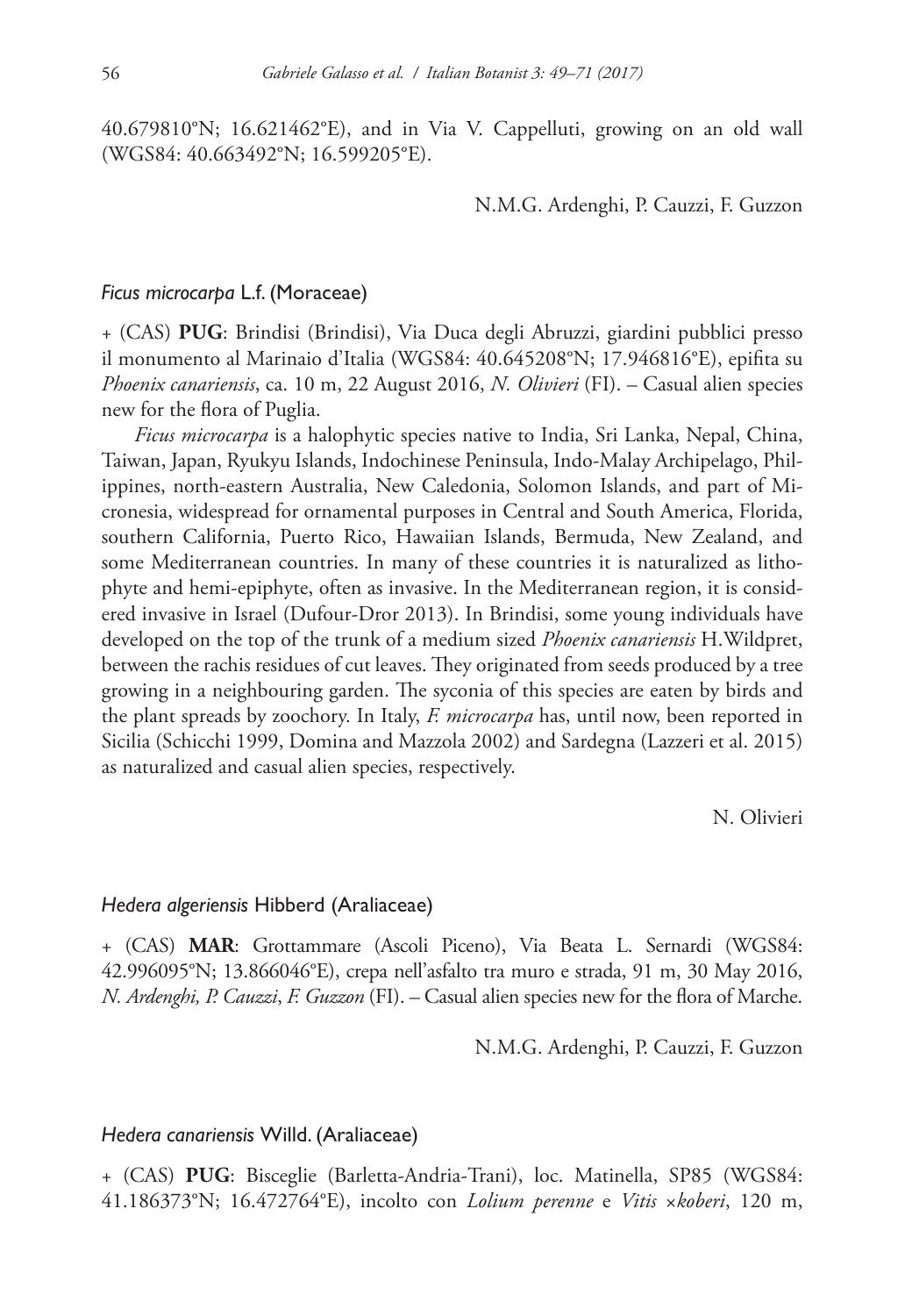40.679810°N; 16.621462°E), and in Via V. Cappelluti, growing on an old wall (WGS84: 40.663492°N; 16.599205°E).

N.M.G. Ardenghi, P. Cauzzi, F. Guzzon

### *Ficus microcarpa* L.f. (Moraceae)

+ (CAS) **PUG**: Brindisi (Brindisi), Via Duca degli Abruzzi, giardini pubblici presso il monumento al Marinaio d'Italia (WGS84: 40.645208°N; 17.946816°E), epifita su *Phoenix canariensis*, ca. 10 m, 22 August 2016, *N. Olivieri* (FI). – Casual alien species new for the flora of Puglia.

*Ficus microcarpa* is a halophytic species native to India, Sri Lanka, Nepal, China, Taiwan, Japan, Ryukyu Islands, Indochinese Peninsula, Indo-Malay Archipelago, Philippines, north-eastern Australia, New Caledonia, Solomon Islands, and part of Micronesia, widespread for ornamental purposes in Central and South America, Florida, southern California, Puerto Rico, Hawaiian Islands, Bermuda, New Zealand, and some Mediterranean countries. In many of these countries it is naturalized as lithophyte and hemi-epiphyte, often as invasive. In the Mediterranean region, it is considered invasive in Israel (Dufour-Dror 2013). In Brindisi, some young individuals have developed on the top of the trunk of a medium sized *Phoenix canariensis* H.Wildpret, between the rachis residues of cut leaves. They originated from seeds produced by a tree growing in a neighbouring garden. The syconia of this species are eaten by birds and the plant spreads by zoochory. In Italy, *F. microcarpa* has, until now, been reported in Sicilia (Schicchi 1999, Domina and Mazzola 2002) and Sardegna (Lazzeri et al. 2015) as naturalized and casual alien species, respectively.

N. Olivieri

### *Hedera algeriensis* Hibberd (Araliaceae)

+ (CAS) **MAR**: Grottammare (Ascoli Piceno), Via Beata L. Sernardi (WGS84: 42.996095°N; 13.866046°E), crepa nell'asfalto tra muro e strada, 91 m, 30 May 2016, *N. Ardenghi, P. Cauzzi*, *F. Guzzon* (FI). – Casual alien species new for the flora of Marche.

N.M.G. Ardenghi, P. Cauzzi, F. Guzzon

### *Hedera canariensis* Willd. (Araliaceae)

+ (CAS) **PUG**: Bisceglie (Barletta-Andria-Trani), loc. Matinella, SP85 (WGS84: 41.186373°N; 16.472764°E), incolto con *Lolium perenne* e *Vitis* ×*koberi*, 120 m,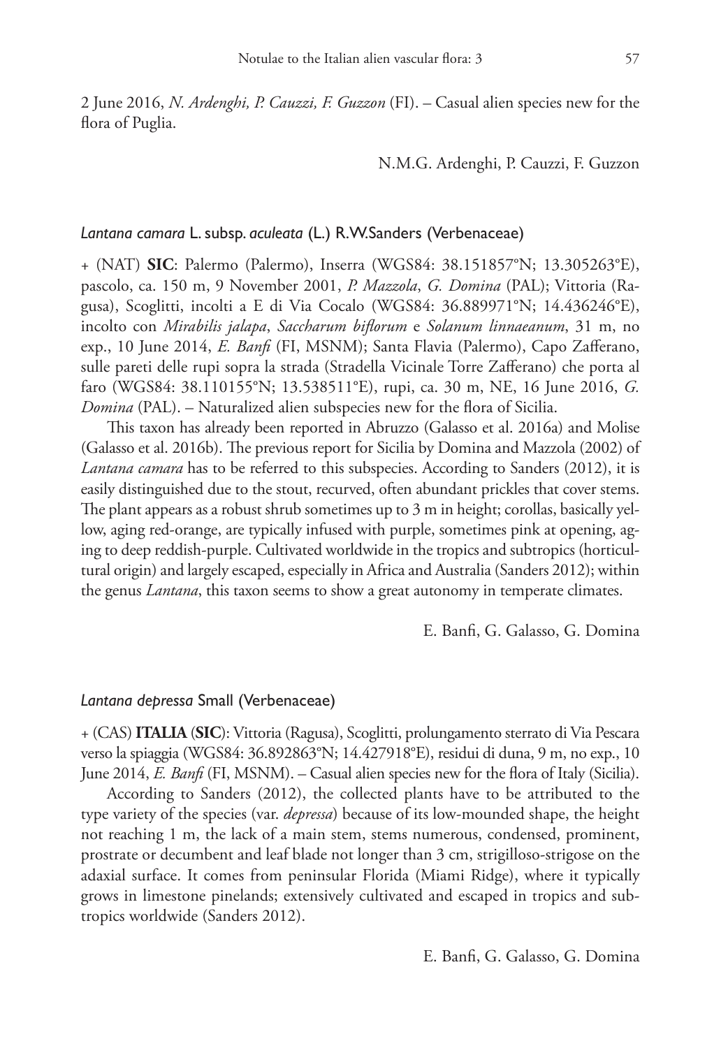2 June 2016, *N. Ardenghi, P. Cauzzi, F. Guzzon* (FI). – Casual alien species new for the flora of Puglia.

N.M.G. Ardenghi, P. Cauzzi, F. Guzzon

### *Lantana camara* L. subsp. *aculeata* (L.) R.W.Sanders (Verbenaceae)

+ (NAT) **SIC**: Palermo (Palermo), Inserra (WGS84: 38.151857°N; 13.305263°E), pascolo, ca. 150 m, 9 November 2001, *P. Mazzola*, *G. Domina* (PAL); Vittoria (Ragusa), Scoglitti, incolti a E di Via Cocalo (WGS84: 36.889971°N; 14.436246°E), incolto con *Mirabilis jalapa*, *Saccharum biflorum* e *Solanum linnaeanum*, 31 m, no exp., 10 June 2014, *E. Banfi* (FI, MSNM); Santa Flavia (Palermo), Capo Zafferano, sulle pareti delle rupi sopra la strada (Stradella Vicinale Torre Zafferano) che porta al faro (WGS84: 38.110155°N; 13.538511°E), rupi, ca. 30 m, NE, 16 June 2016, *G. Domina* (PAL). – Naturalized alien subspecies new for the flora of Sicilia.

This taxon has already been reported in Abruzzo (Galasso et al. 2016a) and Molise (Galasso et al. 2016b). The previous report for Sicilia by Domina and Mazzola (2002) of *Lantana camara* has to be referred to this subspecies. According to Sanders (2012), it is easily distinguished due to the stout, recurved, often abundant prickles that cover stems. The plant appears as a robust shrub sometimes up to 3 m in height; corollas, basically yellow, aging red-orange, are typically infused with purple, sometimes pink at opening, aging to deep reddish-purple. Cultivated worldwide in the tropics and subtropics (horticultural origin) and largely escaped, especially in Africa and Australia (Sanders 2012); within the genus *Lantana*, this taxon seems to show a great autonomy in temperate climates.

E. Banfi, G. Galasso, G. Domina

### *Lantana depressa* Small (Verbenaceae)

+ (CAS) **ITALIA** (**SIC**): Vittoria (Ragusa), Scoglitti, prolungamento sterrato di Via Pescara verso la spiaggia (WGS84: 36.892863°N; 14.427918°E), residui di duna, 9 m, no exp., 10 June 2014, *E. Banfi* (FI, MSNM). – Casual alien species new for the flora of Italy (Sicilia).

According to Sanders (2012), the collected plants have to be attributed to the type variety of the species (var. *depressa*) because of its low-mounded shape, the height not reaching 1 m, the lack of a main stem, stems numerous, condensed, prominent, prostrate or decumbent and leaf blade not longer than 3 cm, strigilloso-strigose on the adaxial surface. It comes from peninsular Florida (Miami Ridge), where it typically grows in limestone pinelands; extensively cultivated and escaped in tropics and subtropics worldwide (Sanders 2012).

E. Banfi, G. Galasso, G. Domina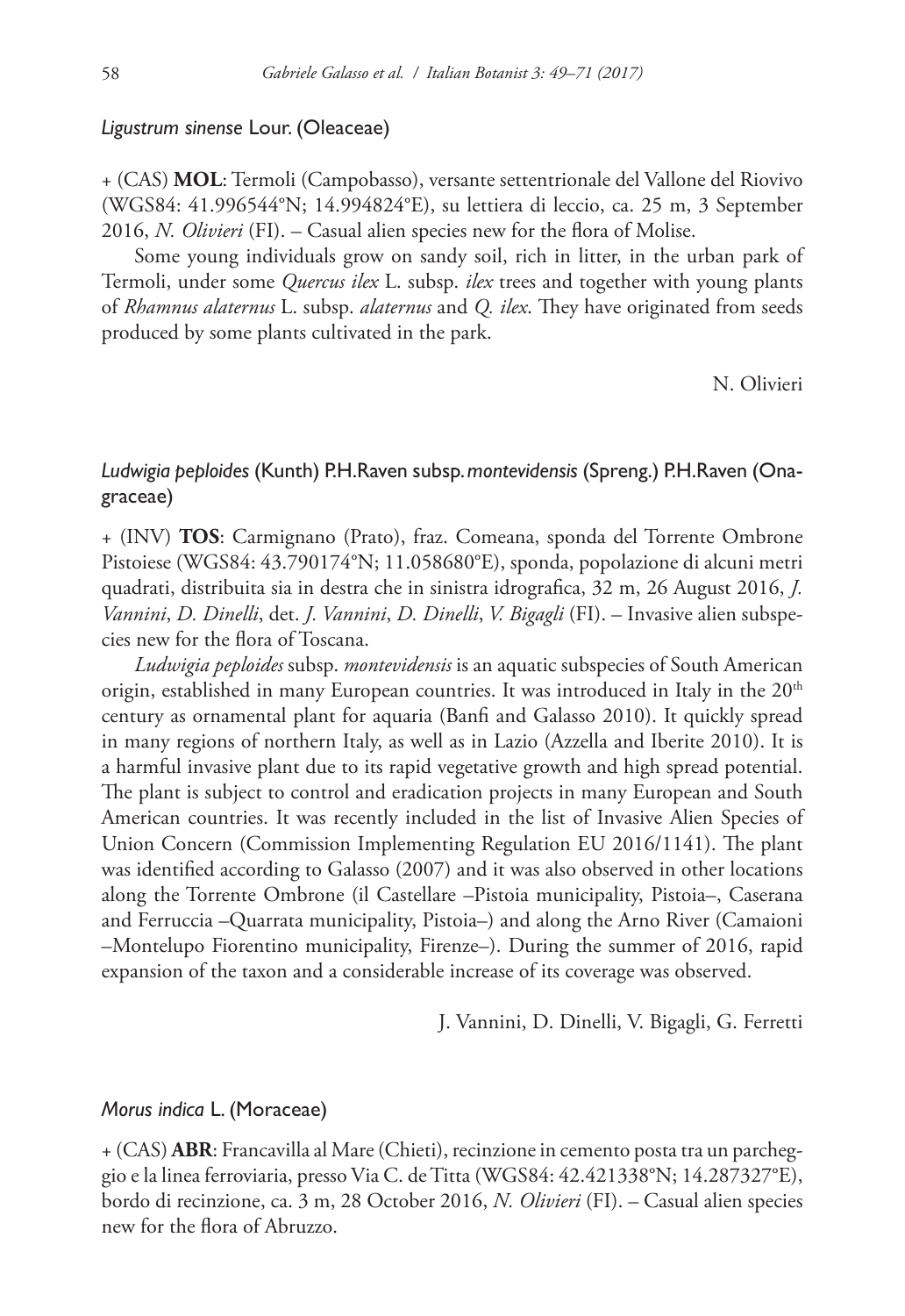### *Ligustrum sinense* Lour. (Oleaceae)

+ (CAS) **MOL**: Termoli (Campobasso), versante settentrionale del Vallone del Riovivo (WGS84: 41.996544°N; 14.994824°E), su lettiera di leccio, ca. 25 m, 3 September 2016, *N. Olivieri* (FI). – Casual alien species new for the flora of Molise.

Some young individuals grow on sandy soil, rich in litter, in the urban park of Termoli, under some *Quercus ilex* L. subsp. *ilex* trees and together with young plants of *Rhamnus alaternus* L. subsp. *alaternus* and *Q. ilex*. They have originated from seeds produced by some plants cultivated in the park.

N. Olivieri

### *Ludwigia peploides* (Kunth) P.H.Raven subsp. *montevidensis* (Spreng.) P.H.Raven (Onagraceae)

+ (INV) **TOS**: Carmignano (Prato), fraz. Comeana, sponda del Torrente Ombrone Pistoiese (WGS84: 43.790174°N; 11.058680°E), sponda, popolazione di alcuni metri quadrati, distribuita sia in destra che in sinistra idrografica, 32 m, 26 August 2016, *J. Vannini*, *D. Dinelli*, det. *J. Vannini*, *D. Dinelli*, *V. Bigagli* (FI). – Invasive alien subspecies new for the flora of Toscana.

*Ludwigia peploides* subsp. *montevidensis* is an aquatic subspecies of South American origin, established in many European countries. It was introduced in Italy in the 20th century as ornamental plant for aquaria (Banfi and Galasso 2010). It quickly spread in many regions of northern Italy, as well as in Lazio (Azzella and Iberite 2010). It is a harmful invasive plant due to its rapid vegetative growth and high spread potential. The plant is subject to control and eradication projects in many European and South American countries. It was recently included in the list of Invasive Alien Species of Union Concern (Commission Implementing Regulation EU 2016/1141). The plant was identified according to Galasso (2007) and it was also observed in other locations along the Torrente Ombrone (il Castellare –Pistoia municipality, Pistoia–, Caserana and Ferruccia –Quarrata municipality, Pistoia–) and along the Arno River (Camaioni –Montelupo Fiorentino municipality, Firenze–). During the summer of 2016, rapid expansion of the taxon and a considerable increase of its coverage was observed.

J. Vannini, D. Dinelli, V. Bigagli, G. Ferretti

### *Morus indica* L. (Moraceae)

+ (CAS) **ABR**: Francavilla al Mare (Chieti), recinzione in cemento posta tra un parcheggio e la linea ferroviaria, presso Via C. de Titta (WGS84: 42.421338°N; 14.287327°E), bordo di recinzione, ca. 3 m, 28 October 2016, *N. Olivieri* (FI). – Casual alien species new for the flora of Abruzzo.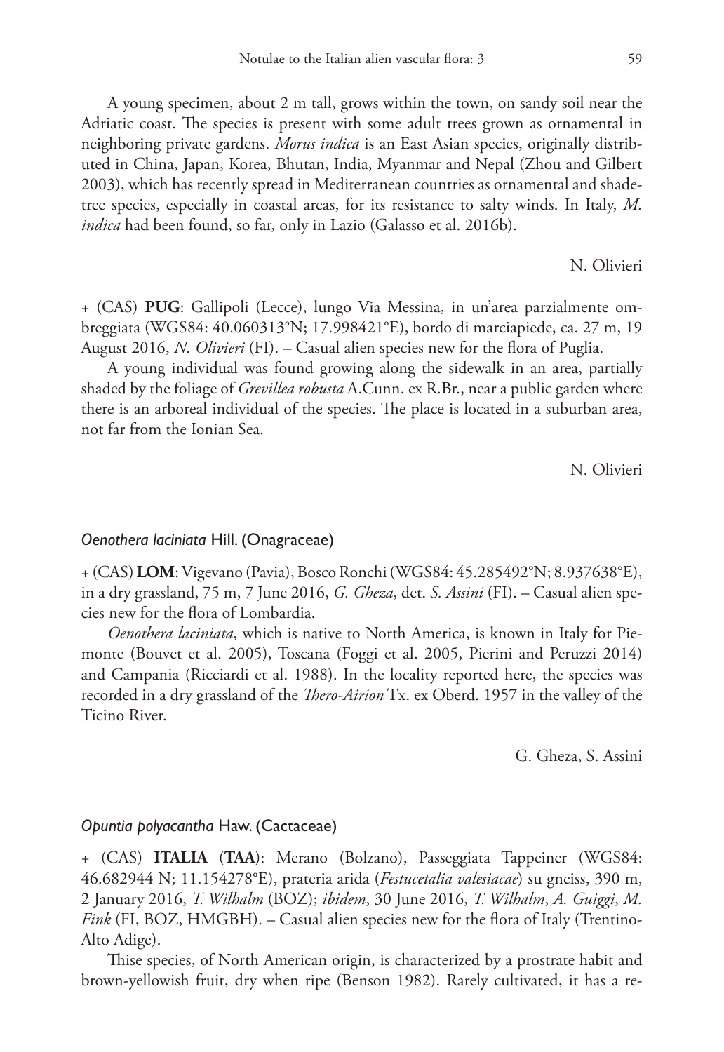A young specimen, about 2 m tall, grows within the town, on sandy soil near the Adriatic coast. The species is present with some adult trees grown as ornamental in neighboring private gardens. *Morus indica* is an East Asian species, originally distributed in China, Japan, Korea, Bhutan, India, Myanmar and Nepal (Zhou and Gilbert 2003), which has recently spread in Mediterranean countries as ornamental and shade-tree species, especially in coastal areas, for its resistance to salty winds. In Italy, *M. indica* had been found, so far, only in Lazio (Galasso et al. 2016b).

N. Olivieri

+ (CAS) **PUG**: Gallipoli (Lecce), lungo Via Messina, in un'area parzialmente ombreggiata (WGS84: 40.060313°N; 17.998421°E), bordo di marciapiede, ca. 27 m, 19 August 2016, *N. Olivieri* (FI). – Casual alien species new for the flora of Puglia.

A young individual was found growing along the sidewalk in an area, partially shaded by the foliage of *Grevillea robusta* A.Cunn. ex R.Br., near a public garden where there is an arboreal individual of the species. The place is located in a suburban area, not far from the Ionian Sea.

N. Olivieri

### *Oenothera laciniata* Hill. (Onagraceae)

+ (CAS) **LOM**: Vigevano (Pavia), Bosco Ronchi (WGS84: 45.285492°N; 8.937638°E), in a dry grassland, 75 m, 7 June 2016, *G. Gheza*, det. *S. Assini* (FI). – Casual alien species new for the flora of Lombardia.

*Oenothera laciniata*, which is native to North America, is known in Italy for Piemonte (Bouvet et al. 2005), Toscana (Foggi et al. 2005, Pierini and Peruzzi 2014) and Campania (Ricciardi et al. 1988). In the locality reported here, the species was recorded in a dry grassland of the *Thero-Airion* Tx. ex Oberd. 1957 in the valley of the Ticino River.

G. Gheza, S. Assini

### *Opuntia polyacantha* Haw. (Cactaceae)

+ (CAS) **ITALIA** (**TAA**): Merano (Bolzano), Passeggiata Tappeiner (WGS84: 46.682944 N; 11.154278°E), prateria arida (*Festucetalia valesiacae*) su gneiss, 390 m, 2 January 2016, *T. Wilhalm* (BOZ); *ibidem*, 30 June 2016, *T. Wilhalm*, *A. Guiggi*, *M. Fink* (FI, BOZ, HMGBH). – Casual alien species new for the flora of Italy (Trentino-Alto Adige).

Thise species, of North American origin, is characterized by a prostrate habit and brown-yellowish fruit, dry when ripe (Benson 1982). Rarely cultivated, it has a re-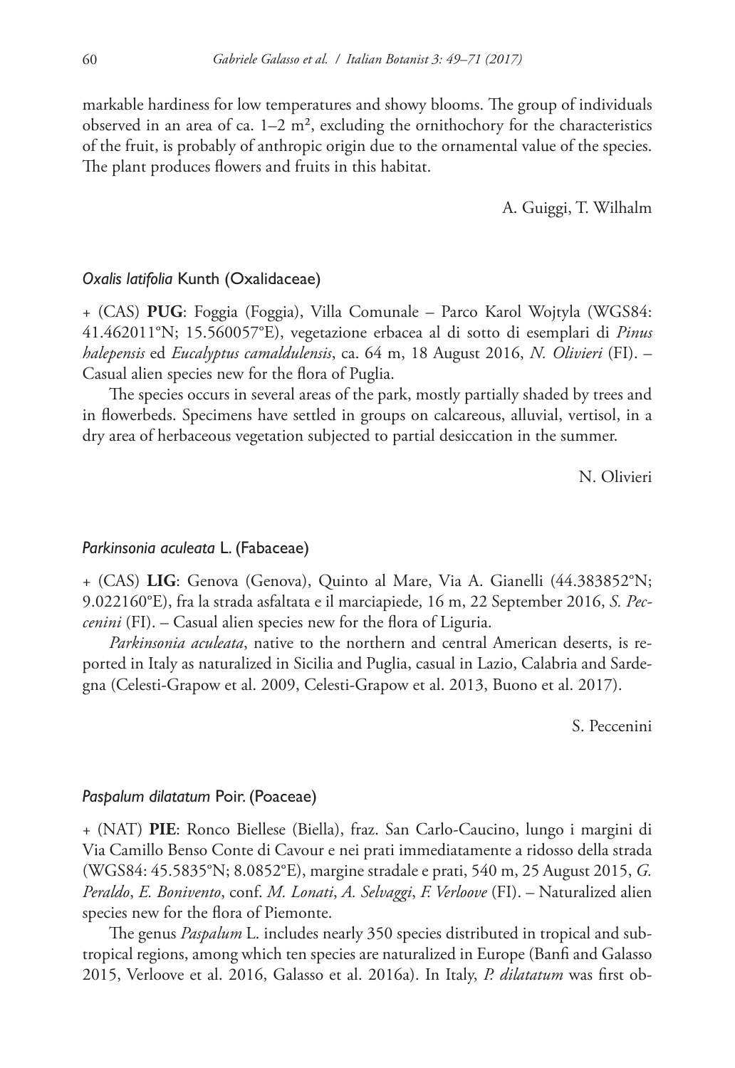markable hardiness for low temperatures and showy blooms. The group of individuals observed in an area of ca. 1–2 m², excluding the ornithochory for the characteristics of the fruit, is probably of anthropic origin due to the ornamental value of the species. The plant produces flowers and fruits in this habitat.

A. Guiggi, T. Wilhalm

### *Oxalis latifolia* Kunth (Oxalidaceae)

+ (CAS) **PUG**: Foggia (Foggia), Villa Comunale – Parco Karol Wojtyla (WGS84: 41.462011°N; 15.560057°E), vegetazione erbacea al di sotto di esemplari di *Pinus halepensis* ed *Eucalyptus camaldulensis*, ca. 64 m, 18 August 2016, *N. Olivieri* (FI). – Casual alien species new for the flora of Puglia.

The species occurs in several areas of the park, mostly partially shaded by trees and in flowerbeds. Specimens have settled in groups on calcareous, alluvial, vertisol, in a dry area of herbaceous vegetation subjected to partial desiccation in the summer.

N. Olivieri

### *Parkinsonia aculeata* L. (Fabaceae)

+ (CAS) **LIG**: Genova (Genova), Quinto al Mare, Via A. Gianelli (44.383852°N; 9.022160°E), fra la strada asfaltata e il marciapiede, 16 m, 22 September 2016, *S. Peccenini* (FI). – Casual alien species new for the flora of Liguria.

*Parkinsonia aculeata*, native to the northern and central American deserts, is reported in Italy as naturalized in Sicilia and Puglia, casual in Lazio, Calabria and Sardegna (Celesti-Grapow et al. 2009, Celesti-Grapow et al. 2013, Buono et al. 2017).

S. Peccenini

### *Paspalum dilatatum* Poir. (Poaceae)

+ (NAT) **PIE**: Ronco Biellese (Biella), fraz. San Carlo-Caucino, lungo i margini di Via Camillo Benso Conte di Cavour e nei prati immediatamente a ridosso della strada (WGS84: 45.5835°N; 8.0852°E), margine stradale e prati, 540 m, 25 August 2015, *G. Peraldo*, *E. Bonivento*, conf. *M. Lonati*, *A. Selvaggi*, *F. Verloove* (FI). – Naturalized alien species new for the flora of Piemonte.

The genus *Paspalum* L. includes nearly 350 species distributed in tropical and subtropical regions, among which ten species are naturalized in Europe (Banfi and Galasso 2015, Verloove et al. 2016, Galasso et al. 2016a). In Italy, *P. dilatatum* was first ob-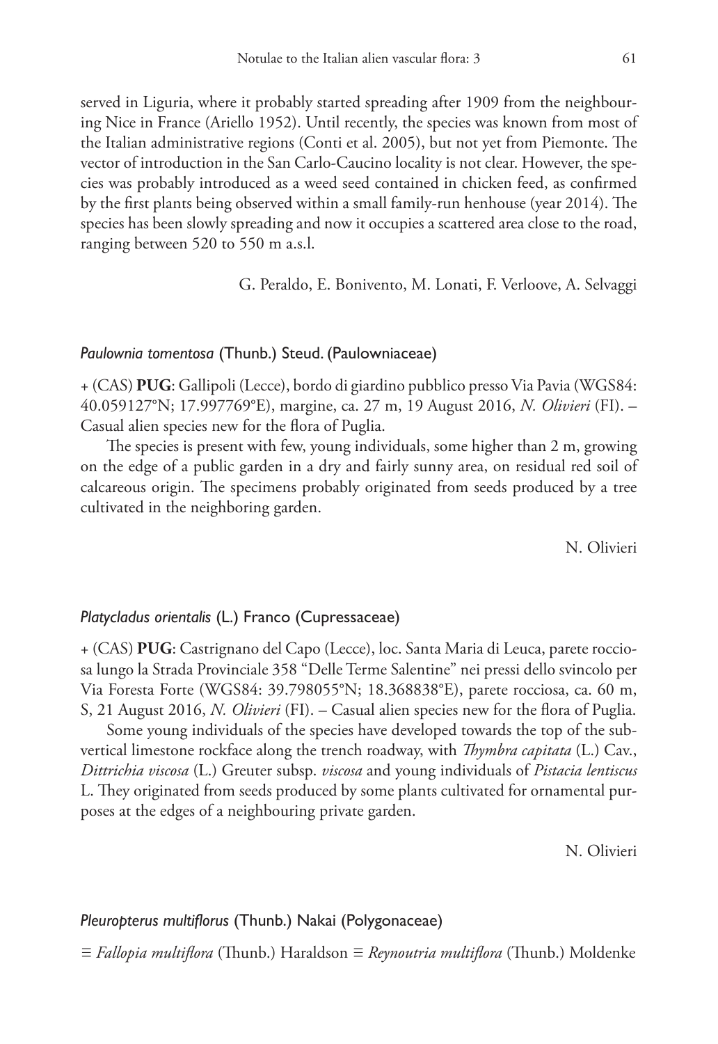served in Liguria, where it probably started spreading after 1909 from the neighbouring Nice in France (Ariello 1952). Until recently, the species was known from most of the Italian administrative regions (Conti et al. 2005), but not yet from Piemonte. The vector of introduction in the San Carlo-Caucino locality is not clear. However, the species was probably introduced as a weed seed contained in chicken feed, as confirmed by the first plants being observed within a small family-run henhouse (year 2014). The species has been slowly spreading and now it occupies a scattered area close to the road, ranging between 520 to 550 m a.s.l.

G. Peraldo, E. Bonivento, M. Lonati, F. Verloove, A. Selvaggi

### *Paulownia tomentosa* (Thunb.) Steud. (Paulowniaceae)

+ (CAS) **PUG**: Gallipoli (Lecce), bordo di giardino pubblico presso Via Pavia (WGS84: 40.059127°N; 17.997769°E), margine, ca. 27 m, 19 August 2016, *N. Olivieri* (FI). – Casual alien species new for the flora of Puglia.

The species is present with few, young individuals, some higher than 2 m, growing on the edge of a public garden in a dry and fairly sunny area, on residual red soil of calcareous origin. The specimens probably originated from seeds produced by a tree cultivated in the neighboring garden.

N. Olivieri

### *Platycladus orientalis* (L.) Franco (Cupressaceae)

+ (CAS) **PUG**: Castrignano del Capo (Lecce), loc. Santa Maria di Leuca, parete rocciosa lungo la Strada Provinciale 358 "Delle Terme Salentine" nei pressi dello svincolo per Via Foresta Forte (WGS84: 39.798055°N; 18.368838°E), parete rocciosa, ca. 60 m, S, 21 August 2016, *N. Olivieri* (FI). – Casual alien species new for the flora of Puglia.

Some young individuals of the species have developed towards the top of the subvertical limestone rockface along the trench roadway, with *Thymbra capitata* (L.) Cav., *Dittrichia viscosa* (L.) Greuter subsp. *viscosa* and young individuals of *Pistacia lentiscus* L. They originated from seeds produced by some plants cultivated for ornamental purposes at the edges of a neighbouring private garden.

N. Olivieri

### *Pleuropterus multiflorus* (Thunb.) Nakai (Polygonaceae)

≡ *Fallopia multiflora* (Thunb.) Haraldson ≡ *Reynoutria multiflora* (Thunb.) Moldenke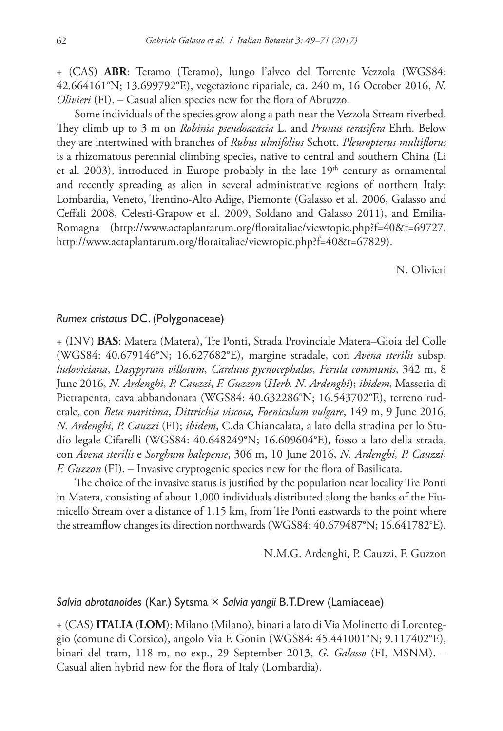+ (CAS) **ABR**: Teramo (Teramo), lungo l'alveo del Torrente Vezzola (WGS84: 42.664161°N; 13.699792°E), vegetazione ripariale, ca. 240 m, 16 October 2016, *N. Olivieri* (FI). – Casual alien species new for the flora of Abruzzo.

Some individuals of the species grow along a path near the Vezzola Stream riverbed. They climb up to 3 m on *Robinia pseudoacacia* L. and *Prunus cerasifera* Ehrh. Below they are intertwined with branches of *Rubus ulmifolius* Schott. *Pleuropterus multiflorus* is a rhizomatous perennial climbing species, native to central and southern China (Li et al. 2003), introduced in Europe probably in the late 19th century as ornamental and recently spreading as alien in several administrative regions of northern Italy: Lombardia, Veneto, Trentino-Alto Adige, Piemonte (Galasso et al. 2006, Galasso and Ceffali 2008, Celesti-Grapow et al. 2009, Soldano and Galasso 2011), and Emilia-Romagna (http://www.actaplantarum.org/floraitaliae/viewtopic.php?f=40&t=69727, http://www.actaplantarum.org/floraitaliae/viewtopic.php?f=40&t=67829).

N. Olivieri

### *Rumex cristatus* DC. (Polygonaceae)

+ (INV) **BAS**: Matera (Matera), Tre Ponti, Strada Provinciale Matera–Gioia del Colle (WGS84: 40.679146°N; 16.627682°E), margine stradale, con *Avena sterilis* subsp. *ludoviciana*, *Dasypyrum villosum*, *Carduus pycnocephalus*, *Ferula communis*, 342 m, 8 June 2016, *N. Ardenghi*, *P. Cauzzi*, *F. Guzzon* (*Herb. N. Ardenghi*); *ibidem*, Masseria di Pietrapenta, cava abbandonata (WGS84: 40.632286°N; 16.543702°E), terreno ruderale, con *Beta maritima*, *Dittrichia viscosa*, *Foeniculum vulgare*, 149 m, 9 June 2016, *N. Ardenghi*, *P. Cauzzi* (FI); *ibidem*, C.da Chiancalata, a lato della stradina per lo Studio legale Cifarelli (WGS84: 40.648249°N; 16.609604°E), fosso a lato della strada, con *Avena sterilis* e *Sorghum halepense*, 306 m, 10 June 2016, *N. Ardenghi, P. Cauzzi*, *F. Guzzon* (FI). – Invasive cryptogenic species new for the flora of Basilicata.

The choice of the invasive status is justified by the population near locality Tre Ponti in Matera, consisting of about 1,000 individuals distributed along the banks of the Fiumicello Stream over a distance of 1.15 km, from Tre Ponti eastwards to the point where the streamflow changes its direction northwards (WGS84: 40.679487°N; 16.641782°E).

N.M.G. Ardenghi, P. Cauzzi, F. Guzzon

### *Salvia abrotanoides* (Kar.) Sytsma × *Salvia yangii* B.T.Drew (Lamiaceae)

+ (CAS) **ITALIA** (**LOM**): Milano (Milano), binari a lato di Via Molinetto di Lorenteggio (comune di Corsico), angolo Via F. Gonin (WGS84: 45.441001°N; 9.117402°E), binari del tram, 118 m, no exp., 29 September 2013, *G. Galasso* (FI, MSNM). – Casual alien hybrid new for the flora of Italy (Lombardia).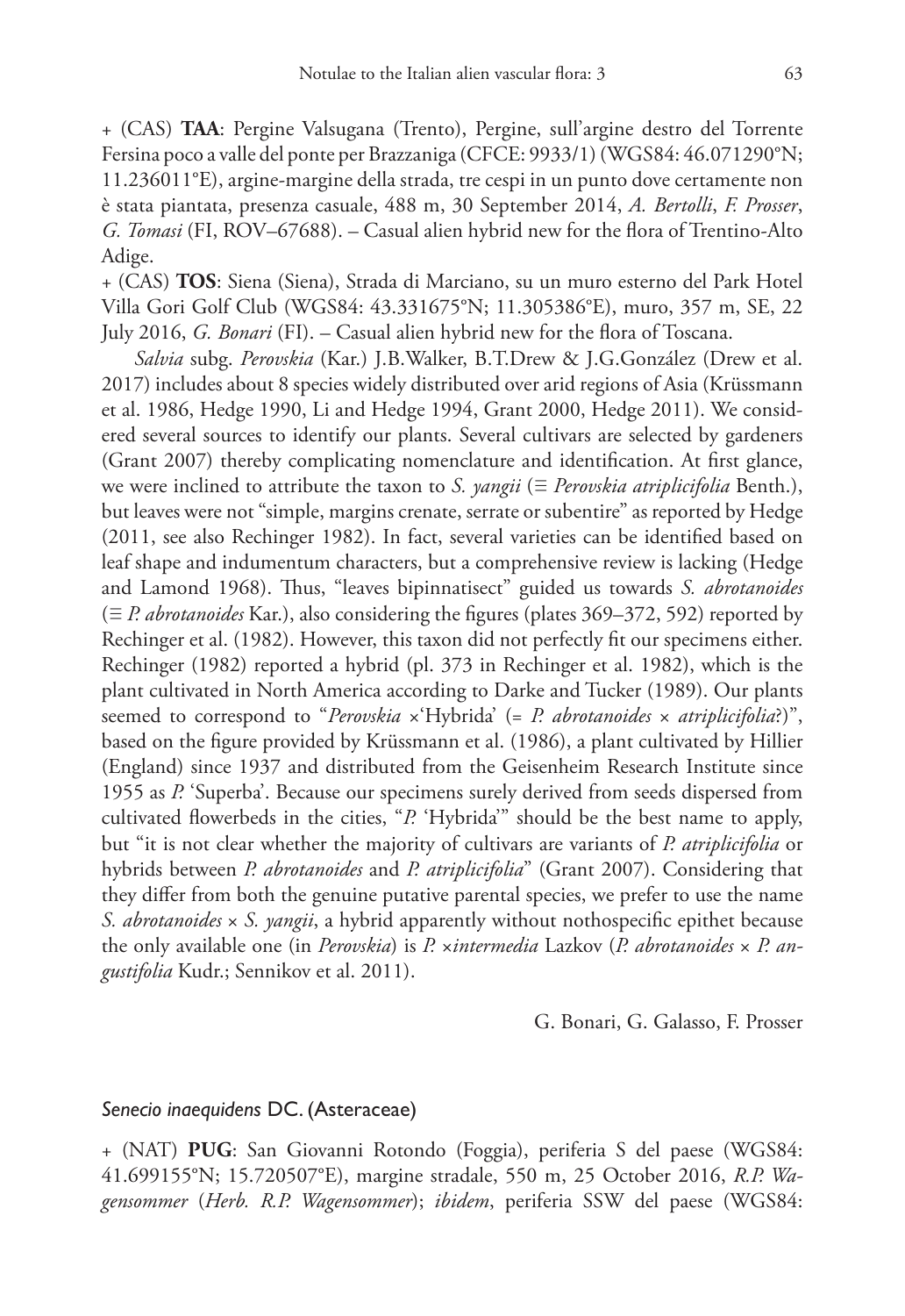+ (CAS) **TAA**: Pergine Valsugana (Trento), Pergine, sull'argine destro del Torrente Fersina poco a valle del ponte per Brazzaniga (CFCE: 9933/1) (WGS84: 46.071290°N; 11.236011°E), argine-margine della strada, tre cespi in un punto dove certamente non è stata piantata, presenza casuale, 488 m, 30 September 2014, *A. Bertolli*, *F. Prosser*, *G. Tomasi* (FI, ROV–67688). – Casual alien hybrid new for the flora of Trentino-Alto Adige.

+ (CAS) **TOS**: Siena (Siena), Strada di Marciano, su un muro esterno del Park Hotel Villa Gori Golf Club (WGS84: 43.331675°N; 11.305386°E), muro, 357 m, SE, 22 July 2016, *G. Bonari* (FI). – Casual alien hybrid new for the flora of Toscana.

*Salvia* subg. *Perovskia* (Kar.) J.B.Walker, B.T.Drew & J.G.González (Drew et al. 2017) includes about 8 species widely distributed over arid regions of Asia (Krüssmann et al. 1986, Hedge 1990, Li and Hedge 1994, Grant 2000, Hedge 2011). We considered several sources to identify our plants. Several cultivars are selected by gardeners (Grant 2007) thereby complicating nomenclature and identification. At first glance, we were inclined to attribute the taxon to *S. yangii* (≡ *Perovskia atriplicifolia* Benth.), but leaves were not "simple, margins crenate, serrate or subentire" as reported by Hedge (2011, see also Rechinger 1982). In fact, several varieties can be identified based on leaf shape and indumentum characters, but a comprehensive review is lacking (Hedge and Lamond 1968). Thus, "leaves bipinnatisect" guided us towards *S. abrotanoides* (≡ *P. abrotanoides* Kar.), also considering the figures (plates 369–372, 592) reported by Rechinger et al. (1982). However, this taxon did not perfectly fit our specimens either. Rechinger (1982) reported a hybrid (pl. 373 in Rechinger et al. 1982), which is the plant cultivated in North America according to Darke and Tucker (1989). Our plants seemed to correspond to "*Perovskia* ×'Hybrida' (= *P. abrotanoides* × *atriplicifolia*?)", based on the figure provided by Krüssmann et al. (1986), a plant cultivated by Hillier (England) since 1937 and distributed from the Geisenheim Research Institute since 1955 as *P.* 'Superba'. Because our specimens surely derived from seeds dispersed from cultivated flowerbeds in the cities, "*P.* 'Hybrida'" should be the best name to apply, but "it is not clear whether the majority of cultivars are variants of *P. atriplicifolia* or hybrids between *P. abrotanoides* and *P. atriplicifolia*" (Grant 2007). Considering that they differ from both the genuine putative parental species, we prefer to use the name *S. abrotanoides* × *S. yangii*, a hybrid apparently without nothospecific epithet because the only available one (in *Perovskia*) is *P.* ×*intermedia* Lazkov (*P. abrotanoides* × *P. angustifolia* Kudr.; Sennikov et al. 2011).

G. Bonari, G. Galasso, F. Prosser

### *Senecio inaequidens* DC. (Asteraceae)

+ (NAT) **PUG**: San Giovanni Rotondo (Foggia), periferia S del paese (WGS84: 41.699155°N; 15.720507°E), margine stradale, 550 m, 25 October 2016, *R.P. Wagensommer* (*Herb. R.P. Wagensommer*); *ibidem*, periferia SSW del paese (WGS84: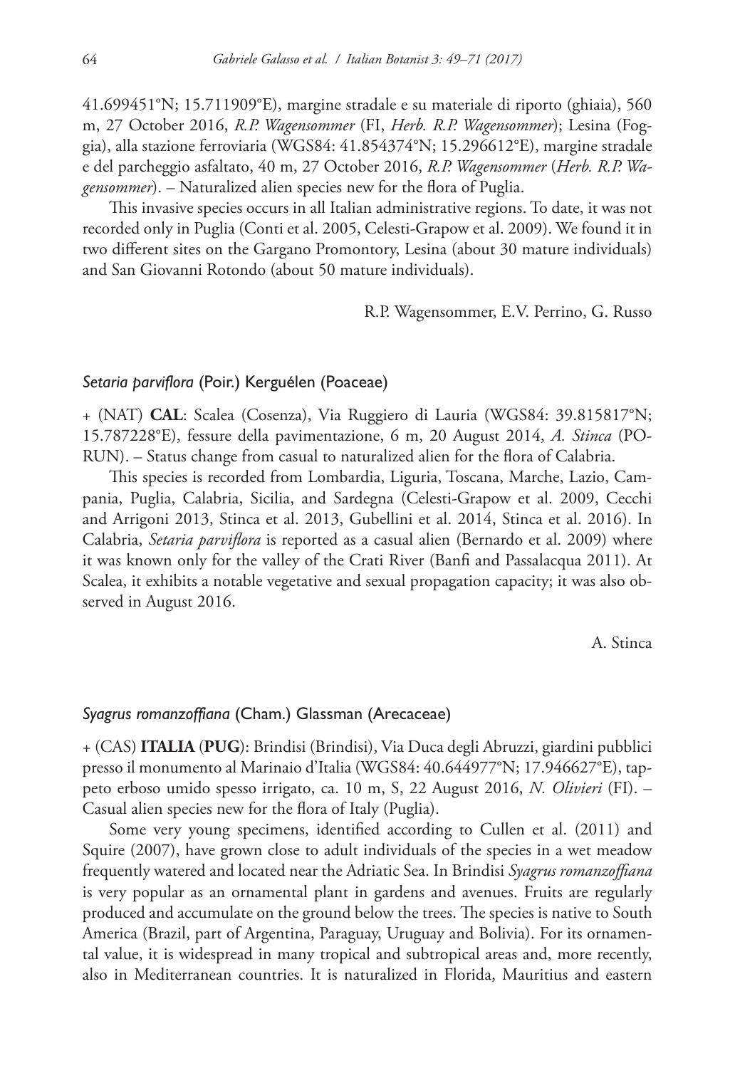41.699451°N; 15.711909°E), margine stradale e su materiale di riporto (ghiaia), 560 m, 27 October 2016, *R.P. Wagensommer* (FI, *Herb. R.P. Wagensommer*); Lesina (Foggia), alla stazione ferroviaria (WGS84: 41.854374°N; 15.296612°E), margine stradale e del parcheggio asfaltato, 40 m, 27 October 2016, *R.P. Wagensommer* (*Herb. R.P. Wagensommer*). – Naturalized alien species new for the flora of Puglia.

This invasive species occurs in all Italian administrative regions. To date, it was not recorded only in Puglia (Conti et al. 2005, Celesti-Grapow et al. 2009). We found it in two different sites on the Gargano Promontory, Lesina (about 30 mature individuals) and San Giovanni Rotondo (about 50 mature individuals).

R.P. Wagensommer, E.V. Perrino, G. Russo

### *Setaria parviflora* (Poir.) Kerguélen (Poaceae)

+ (NAT) **CAL**: Scalea (Cosenza), Via Ruggiero di Lauria (WGS84: 39.815817°N; 15.787228°E), fessure della pavimentazione, 6 m, 20 August 2014, *A. Stinca* (PORUN). – Status change from casual to naturalized alien for the flora of Calabria.

This species is recorded from Lombardia, Liguria, Toscana, Marche, Lazio, Campania, Puglia, Calabria, Sicilia, and Sardegna (Celesti-Grapow et al. 2009, Cecchi and Arrigoni 2013, Stinca et al. 2013, Gubellini et al. 2014, Stinca et al. 2016). In Calabria, *Setaria parviflora* is reported as a casual alien (Bernardo et al. 2009) where it was known only for the valley of the Crati River (Banfi and Passalacqua 2011). At Scalea, it exhibits a notable vegetative and sexual propagation capacity; it was also observed in August 2016.

A. Stinca

### *Syagrus romanzoffiana* (Cham.) Glassman (Arecaceae)

+ (CAS) **ITALIA** (**PUG**): Brindisi (Brindisi), Via Duca degli Abruzzi, giardini pubblici presso il monumento al Marinaio d'Italia (WGS84: 40.644977°N; 17.946627°E), tappeto erboso umido spesso irrigato, ca. 10 m, S, 22 August 2016, *N. Olivieri* (FI). – Casual alien species new for the flora of Italy (Puglia).

Some very young specimens, identified according to Cullen et al. (2011) and Squire (2007), have grown close to adult individuals of the species in a wet meadow frequently watered and located near the Adriatic Sea. In Brindisi *Syagrus romanzoffiana* is very popular as an ornamental plant in gardens and avenues. Fruits are regularly produced and accumulate on the ground below the trees. The species is native to South America (Brazil, part of Argentina, Paraguay, Uruguay and Bolivia). For its ornamental value, it is widespread in many tropical and subtropical areas and, more recently, also in Mediterranean countries. It is naturalized in Florida, Mauritius and eastern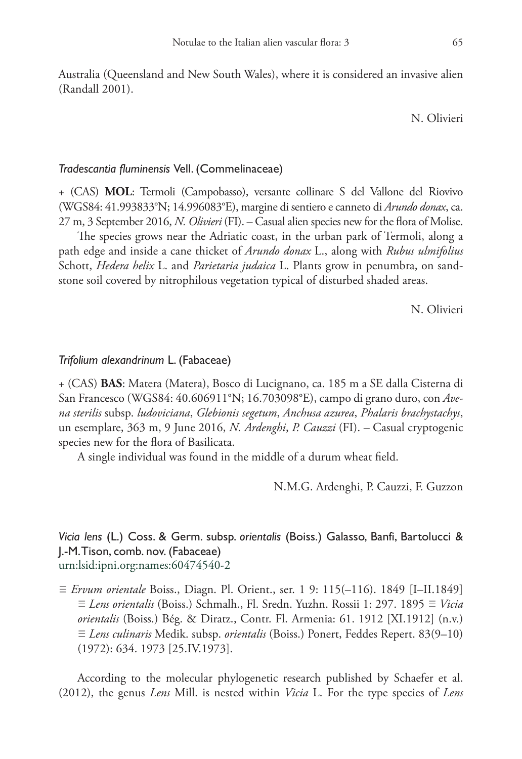Australia (Queensland and New South Wales), where it is considered an invasive alien (Randall 2001).

N. Olivieri

*Tradescantia fluminensis* Vell. (Commelinaceae)

+ (CAS) **MOL**: Termoli (Campobasso), versante collinare S del Vallone del Riovivo (WGS84: 41.993833°N; 14.996083°E), margine di sentiero e canneto di *Arundo donax*, ca. 27 m, 3 September 2016, *N. Olivieri* (FI). – Casual alien species new for the flora of Molise.

The species grows near the Adriatic coast, in the urban park of Termoli, along a path edge and inside a cane thicket of *Arundo donax* L., along with *Rubus ulmifolius* Schott, *Hedera helix* L. and *Parietaria judaica* L. Plants grow in penumbra, on sandstone soil covered by nitrophilous vegetation typical of disturbed shaded areas.

N. Olivieri

*Trifolium alexandrinum* L. (Fabaceae)

+ (CAS) **BAS**: Matera (Matera), Bosco di Lucignano, ca. 185 m a SE dalla Cisterna di San Francesco (WGS84: 40.606911°N; 16.703098°E), campo di grano duro, con *Avena sterilis* subsp. *ludoviciana*, *Glebionis segetum*, *Anchusa azurea*, *Phalaris brachystachys*, un esemplare, 363 m, 9 June 2016, *N. Ardenghi*, *P. Cauzzi* (FI). – Casual cryptogenic species new for the flora of Basilicata.

A single individual was found in the middle of a durum wheat field.

N.M.G. Ardenghi, P. Cauzzi, F. Guzzon

*Vicia lens* (L.) Coss. & Germ. subsp. *orientalis* (Boiss.) Galasso, Banfi, Bartolucci & J.-M. Tison, comb. nov. (Fabaceae)
urn:lsid:ipni.org:names:60474540-2

≡ *Ervum orientale* Boiss., Diagn. Pl. Orient., ser. 1 9: 115(–116). 1849 [I–II.1849] ≡ *Lens orientalis* (Boiss.) Schmalh., Fl. Sredn. Yuzhn. Rossii 1: 297. 1895 ≡ *Vicia orientalis* (Boiss.) Bég. & Diratz., Contr. Fl. Armenia: 61. 1912 [XI.1912] (n.v.) ≡ *Lens culinaris* Medik. subsp. *orientalis* (Boiss.) Ponert, Feddes Repert. 83(9–10) (1972): 634. 1973 [25.IV.1973].

According to the molecular phylogenetic research published by Schaefer et al. (2012), the genus *Lens* Mill. is nested within *Vicia* L. For the type species of *Lens*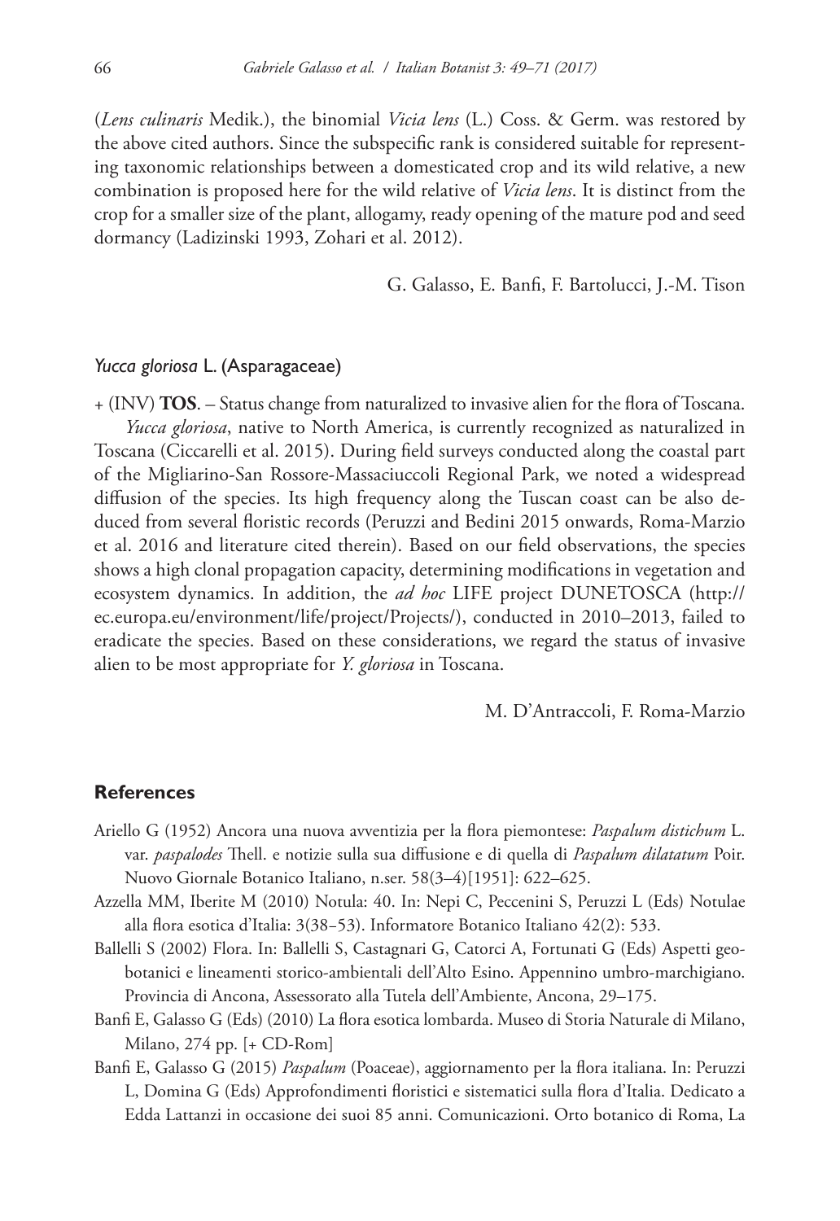(*Lens culinaris* Medik.), the binomial *Vicia lens* (L.) Coss. & Germ. was restored by the above cited authors. Since the subspecific rank is considered suitable for representing taxonomic relationships between a domesticated crop and its wild relative, a new combination is proposed here for the wild relative of *Vicia lens*. It is distinct from the crop for a smaller size of the plant, allogamy, ready opening of the mature pod and seed dormancy (Ladizinski 1993, Zohari et al. 2012).

G. Galasso, E. Banfi, F. Bartolucci, J.-M. Tison

### *Yucca gloriosa* L. (Asparagaceae)

+ (INV) **TOS**. – Status change from naturalized to invasive alien for the flora of Toscana.

*Yucca gloriosa*, native to North America, is currently recognized as naturalized in Toscana (Ciccarelli et al. 2015). During field surveys conducted along the coastal part of the Migliarino-San Rossore-Massaciuccoli Regional Park, we noted a widespread diffusion of the species. Its high frequency along the Tuscan coast can be also deduced from several floristic records (Peruzzi and Bedini 2015 onwards, Roma-Marzio et al. 2016 and literature cited therein). Based on our field observations, the species shows a high clonal propagation capacity, determining modifications in vegetation and ecosystem dynamics. In addition, the *ad hoc* LIFE project DUNETOSCA (http://ec.europa.eu/environment/life/project/Projects/), conducted in 2010–2013, failed to eradicate the species. Based on these considerations, we regard the status of invasive alien to be most appropriate for *Y. gloriosa* in Toscana.

M. D'Antraccoli, F. Roma-Marzio

## References

Ariello G (1952) Ancora una nuova avventizia per la flora piemontese: *Paspalum distichum* L. var. *paspalodes* Thell. e notizie sulla sua diffusione e di quella di *Paspalum dilatatum* Poir. Nuovo Giornale Botanico Italiano, n.ser. 58(3–4)[1951]: 622–625.

Azzella MM, Iberite M (2010) Notula: 40. In: Nepi C, Peccenini S, Peruzzi L (Eds) Notulae alla flora esotica d'Italia: 3(38–53). Informatore Botanico Italiano 42(2): 533.

Ballelli S (2002) Flora. In: Ballelli S, Castagnari G, Catorci A, Fortunati G (Eds) Aspetti geobotanici e lineamenti storico-ambientali dell'Alto Esino. Appennino umbro-marchigiano. Provincia di Ancona, Assessorato alla Tutela dell'Ambiente, Ancona, 29–175.

Banfi E, Galasso G (Eds) (2010) La flora esotica lombarda. Museo di Storia Naturale di Milano, Milano, 274 pp. [+ CD-Rom]

Banfi E, Galasso G (2015) *Paspalum* (Poaceae), aggiornamento per la flora italiana. In: Peruzzi L, Domina G (Eds) Approfondimenti floristici e sistematici sulla flora d'Italia. Dedicato a Edda Lattanzi in occasione dei suoi 85 anni. Comunicazioni. Orto botanico di Roma, La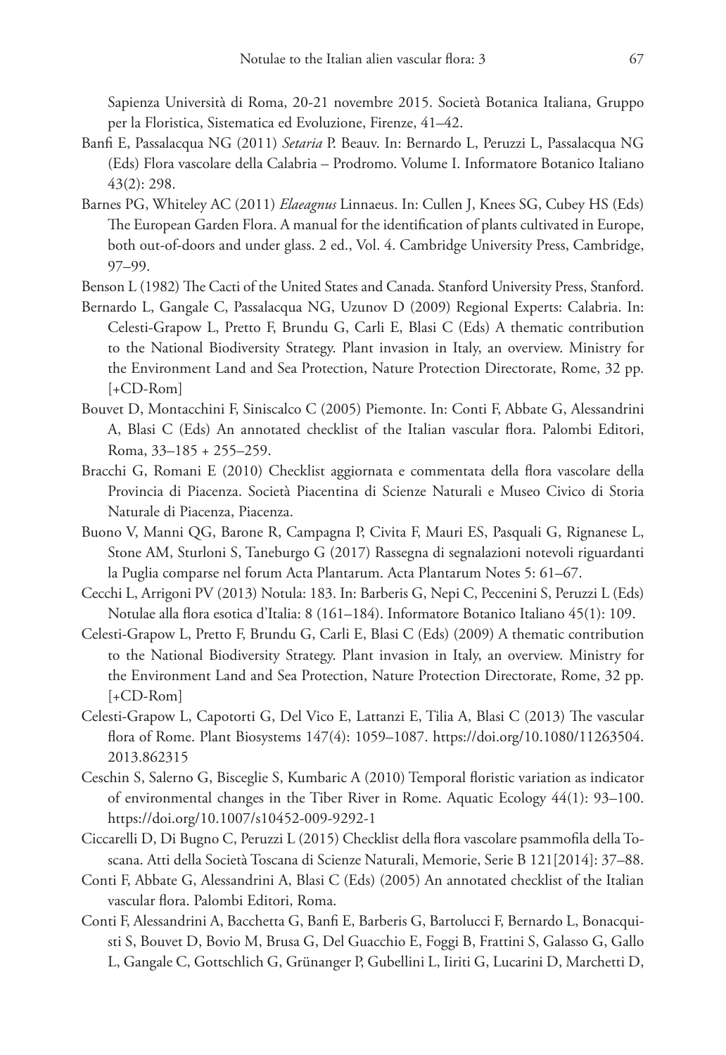Sapienza Università di Roma, 20-21 novembre 2015. Società Botanica Italiana, Gruppo per la Floristica, Sistematica ed Evoluzione, Firenze, 41–42.

Banfi E, Passalacqua NG (2011) *Setaria* P. Beauv. In: Bernardo L, Peruzzi L, Passalacqua NG (Eds) Flora vascolare della Calabria – Prodromo. Volume I. Informatore Botanico Italiano 43(2): 298.

Barnes PG, Whiteley AC (2011) *Elaeagnus* Linnaeus. In: Cullen J, Knees SG, Cubey HS (Eds) The European Garden Flora. A manual for the identification of plants cultivated in Europe, both out-of-doors and under glass. 2 ed., Vol. 4. Cambridge University Press, Cambridge, 97–99.

Benson L (1982) The Cacti of the United States and Canada. Stanford University Press, Stanford.

Bernardo L, Gangale C, Passalacqua NG, Uzunov D (2009) Regional Experts: Calabria. In: Celesti-Grapow L, Pretto F, Brundu G, Carli E, Blasi C (Eds) A thematic contribution to the National Biodiversity Strategy. Plant invasion in Italy, an overview. Ministry for the Environment Land and Sea Protection, Nature Protection Directorate, Rome, 32 pp. [+CD-Rom]

Bouvet D, Montacchini F, Siniscalco C (2005) Piemonte. In: Conti F, Abbate G, Alessandrini A, Blasi C (Eds) An annotated checklist of the Italian vascular flora. Palombi Editori, Roma, 33–185 + 255–259.

Bracchi G, Romani E (2010) Checklist aggiornata e commentata della flora vascolare della Provincia di Piacenza. Società Piacentina di Scienze Naturali e Museo Civico di Storia Naturale di Piacenza, Piacenza.

Buono V, Manni QG, Barone R, Campagna P, Civita F, Mauri ES, Pasquali G, Rignanese L, Stone AM, Sturloni S, Taneburgo G (2017) Rassegna di segnalazioni notevoli riguardanti la Puglia comparse nel forum Acta Plantarum. Acta Plantarum Notes 5: 61–67.

Cecchi L, Arrigoni PV (2013) Notula: 183. In: Barberis G, Nepi C, Peccenini S, Peruzzi L (Eds) Notulae alla flora esotica d'Italia: 8 (161–184). Informatore Botanico Italiano 45(1): 109.

Celesti-Grapow L, Pretto F, Brundu G, Carli E, Blasi C (Eds) (2009) A thematic contribution to the National Biodiversity Strategy. Plant invasion in Italy, an overview. Ministry for the Environment Land and Sea Protection, Nature Protection Directorate, Rome, 32 pp. [+CD-Rom]

Celesti-Grapow L, Capotorti G, Del Vico E, Lattanzi E, Tilia A, Blasi C (2013) The vascular flora of Rome. Plant Biosystems 147(4): 1059–1087. https://doi.org/10.1080/11263504.2013.862315

Ceschin S, Salerno G, Bisceglie S, Kumbaric A (2010) Temporal floristic variation as indicator of environmental changes in the Tiber River in Rome. Aquatic Ecology 44(1): 93–100. https://doi.org/10.1007/s10452-009-9292-1

Ciccarelli D, Di Bugno C, Peruzzi L (2015) Checklist della flora vascolare psammofila della Toscana. Atti della Società Toscana di Scienze Naturali, Memorie, Serie B 121[2014]: 37–88.

Conti F, Abbate G, Alessandrini A, Blasi C (Eds) (2005) An annotated checklist of the Italian vascular flora. Palombi Editori, Roma.

Conti F, Alessandrini A, Bacchetta G, Banfi E, Barberis G, Bartolucci F, Bernardo L, Bonacquisti S, Bouvet D, Bovio M, Brusa G, Del Guacchio E, Foggi B, Frattini S, Galasso G, Gallo L, Gangale C, Gottschlich G, Grünanger P, Gubellini L, Iiriti G, Lucarini D, Marchetti D,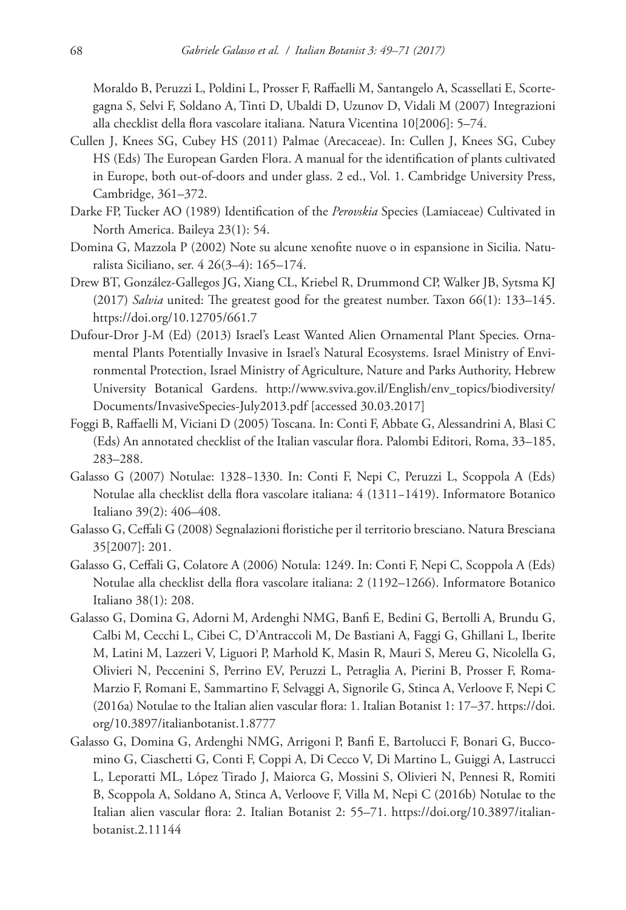Moraldo B, Peruzzi L, Poldini L, Prosser F, Raffaelli M, Santangelo A, Scassellati E, Scortegagna S, Selvi F, Soldano A, Tinti D, Ubaldi D, Uzunov D, Vidali M (2007) Integrazioni alla checklist della flora vascolare italiana. Natura Vicentina 10[2006]: 5–74.

Cullen J, Knees SG, Cubey HS (2011) Palmae (Arecaceae). In: Cullen J, Knees SG, Cubey HS (Eds) The European Garden Flora. A manual for the identification of plants cultivated in Europe, both out-of-doors and under glass. 2 ed., Vol. 1. Cambridge University Press, Cambridge, 361–372.

Darke FP, Tucker AO (1989) Identification of the *Perovskia* Species (Lamiaceae) Cultivated in North America. Baileya 23(1): 54.

Domina G, Mazzola P (2002) Note su alcune xenofite nuove o in espansione in Sicilia. Naturalista Siciliano, ser. 4 26(3–4): 165–174.

Drew BT, González-Gallegos JG, Xiang CL, Kriebel R, Drummond CP, Walker JB, Sytsma KJ (2017) *Salvia* united: The greatest good for the greatest number. Taxon 66(1): 133–145. https://doi.org/10.12705/661.7

Dufour-Dror J-M (Ed) (2013) Israel's Least Wanted Alien Ornamental Plant Species. Ornamental Plants Potentially Invasive in Israel's Natural Ecosystems. Israel Ministry of Environmental Protection, Israel Ministry of Agriculture, Nature and Parks Authority, Hebrew University Botanical Gardens. http://www.sviva.gov.il/English/env_topics/biodiversity/Documents/InvasiveSpecies-July2013.pdf [accessed 30.03.2017]

Foggi B, Raffaelli M, Viciani D (2005) Toscana. In: Conti F, Abbate G, Alessandrini A, Blasi C (Eds) An annotated checklist of the Italian vascular flora. Palombi Editori, Roma, 33–185, 283–288.

Galasso G (2007) Notulae: 1328–1330. In: Conti F, Nepi C, Peruzzi L, Scoppola A (Eds) Notulae alla checklist della flora vascolare italiana: 4 (1311–1419). Informatore Botanico Italiano 39(2): 406–408.

Galasso G, Ceffali G (2008) Segnalazioni floristiche per il territorio bresciano. Natura Bresciana 35[2007]: 201.

Galasso G, Ceffali G, Colatore A (2006) Notula: 1249. In: Conti F, Nepi C, Scoppola A (Eds) Notulae alla checklist della flora vascolare italiana: 2 (1192–1266). Informatore Botanico Italiano 38(1): 208.

Galasso G, Domina G, Adorni M, Ardenghi NMG, Banfi E, Bedini G, Bertolli A, Brundu G, Calbi M, Cecchi L, Cibei C, D'Antraccoli M, De Bastiani A, Faggi G, Ghillani L, Iberite M, Latini M, Lazzeri V, Liguori P, Marhold K, Masin R, Mauri S, Mereu G, Nicolella G, Olivieri N, Peccenini S, Perrino EV, Peruzzi L, Petraglia A, Pierini B, Prosser F, Roma-Marzio F, Romani E, Sammartino F, Selvaggi A, Signorile G, Stinca A, Verloove F, Nepi C (2016a) Notulae to the Italian alien vascular flora: 1. Italian Botanist 1: 17–37. https://doi.org/10.3897/italianbotanist.1.8777

Galasso G, Domina G, Ardenghi NMG, Arrigoni P, Banfi E, Bartolucci F, Bonari G, Buccomino G, Ciaschetti G, Conti F, Coppi A, Di Cecco V, Di Martino L, Guiggi A, Lastrucci L, Leporatti ML, López Tirado J, Maiorca G, Mossini S, Olivieri N, Pennesi R, Romiti B, Scoppola A, Soldano A, Stinca A, Verloove F, Villa M, Nepi C (2016b) Notulae to the Italian alien vascular flora: 2. Italian Botanist 2: 55–71. https://doi.org/10.3897/italianbotanist.2.11144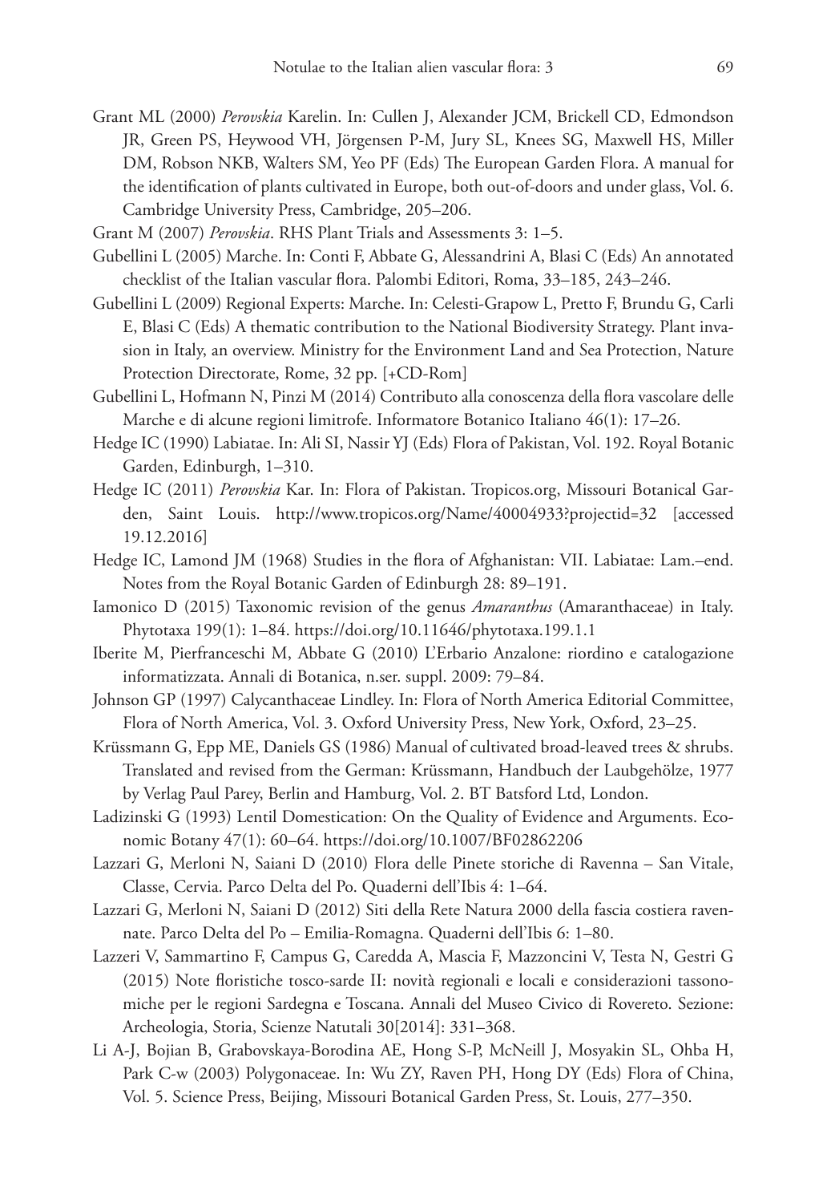Grant ML (2000) *Perovskia* Karelin. In: Cullen J, Alexander JCM, Brickell CD, Edmondson JR, Green PS, Heywood VH, Jörgensen P-M, Jury SL, Knees SG, Maxwell HS, Miller DM, Robson NKB, Walters SM, Yeo PF (Eds) The European Garden Flora. A manual for the identification of plants cultivated in Europe, both out-of-doors and under glass, Vol. 6. Cambridge University Press, Cambridge, 205–206.

Grant M (2007) *Perovskia*. RHS Plant Trials and Assessments 3: 1–5.

Gubellini L (2005) Marche. In: Conti F, Abbate G, Alessandrini A, Blasi C (Eds) An annotated checklist of the Italian vascular flora. Palombi Editori, Roma, 33–185, 243–246.

Gubellini L (2009) Regional Experts: Marche. In: Celesti-Grapow L, Pretto F, Brundu G, Carli E, Blasi C (Eds) A thematic contribution to the National Biodiversity Strategy. Plant invasion in Italy, an overview. Ministry for the Environment Land and Sea Protection, Nature Protection Directorate, Rome, 32 pp. [+CD-Rom]

Gubellini L, Hofmann N, Pinzi M (2014) Contributo alla conoscenza della flora vascolare delle Marche e di alcune regioni limitrofe. Informatore Botanico Italiano 46(1): 17–26.

Hedge IC (1990) Labiatae. In: Ali SI, Nassir YJ (Eds) Flora of Pakistan, Vol. 192. Royal Botanic Garden, Edinburgh, 1–310.

Hedge IC (2011) *Perovskia* Kar. In: Flora of Pakistan. Tropicos.org, Missouri Botanical Garden, Saint Louis. http://www.tropicos.org/Name/40004933?projectid=32 [accessed 19.12.2016]

Hedge IC, Lamond JM (1968) Studies in the flora of Afghanistan: VII. Labiatae: Lam.–end. Notes from the Royal Botanic Garden of Edinburgh 28: 89–191.

Iamonico D (2015) Taxonomic revision of the genus *Amaranthus* (Amaranthaceae) in Italy. Phytotaxa 199(1): 1–84. https://doi.org/10.11646/phytotaxa.199.1.1

Iberite M, Pierfranceschi M, Abbate G (2010) L'Erbario Anzalone: riordino e catalogazione informatizzata. Annali di Botanica, n.ser. suppl. 2009: 79–84.

Johnson GP (1997) Calycanthaceae Lindley. In: Flora of North America Editorial Committee, Flora of North America, Vol. 3. Oxford University Press, New York, Oxford, 23–25.

Krüssmann G, Epp ME, Daniels GS (1986) Manual of cultivated broad-leaved trees & shrubs. Translated and revised from the German: Krüssmann, Handbuch der Laubgehölze, 1977 by Verlag Paul Parey, Berlin and Hamburg, Vol. 2. BT Batsford Ltd, London.

Ladizinski G (1993) Lentil Domestication: On the Quality of Evidence and Arguments. Economic Botany 47(1): 60–64. https://doi.org/10.1007/BF02862206

Lazzari G, Merloni N, Saiani D (2010) Flora delle Pinete storiche di Ravenna – San Vitale, Classe, Cervia. Parco Delta del Po. Quaderni dell'Ibis 4: 1–64.

Lazzari G, Merloni N, Saiani D (2012) Siti della Rete Natura 2000 della fascia costiera ravennate. Parco Delta del Po – Emilia-Romagna. Quaderni dell'Ibis 6: 1–80.

Lazzeri V, Sammartino F, Campus G, Caredda A, Mascia F, Mazzoncini V, Testa N, Gestri G (2015) Note floristiche tosco-sarde II: novità regionali e locali e considerazioni tassonomiche per le regioni Sardegna e Toscana. Annali del Museo Civico di Rovereto. Sezione: Archeologia, Storia, Scienze Natutali 30[2014]: 331–368.

Li A-J, Bojian B, Grabovskaya-Borodina AE, Hong S-P, McNeill J, Mosyakin SL, Ohba H, Park C-w (2003) Polygonaceae. In: Wu ZY, Raven PH, Hong DY (Eds) Flora of China, Vol. 5. Science Press, Beijing, Missouri Botanical Garden Press, St. Louis, 277–350.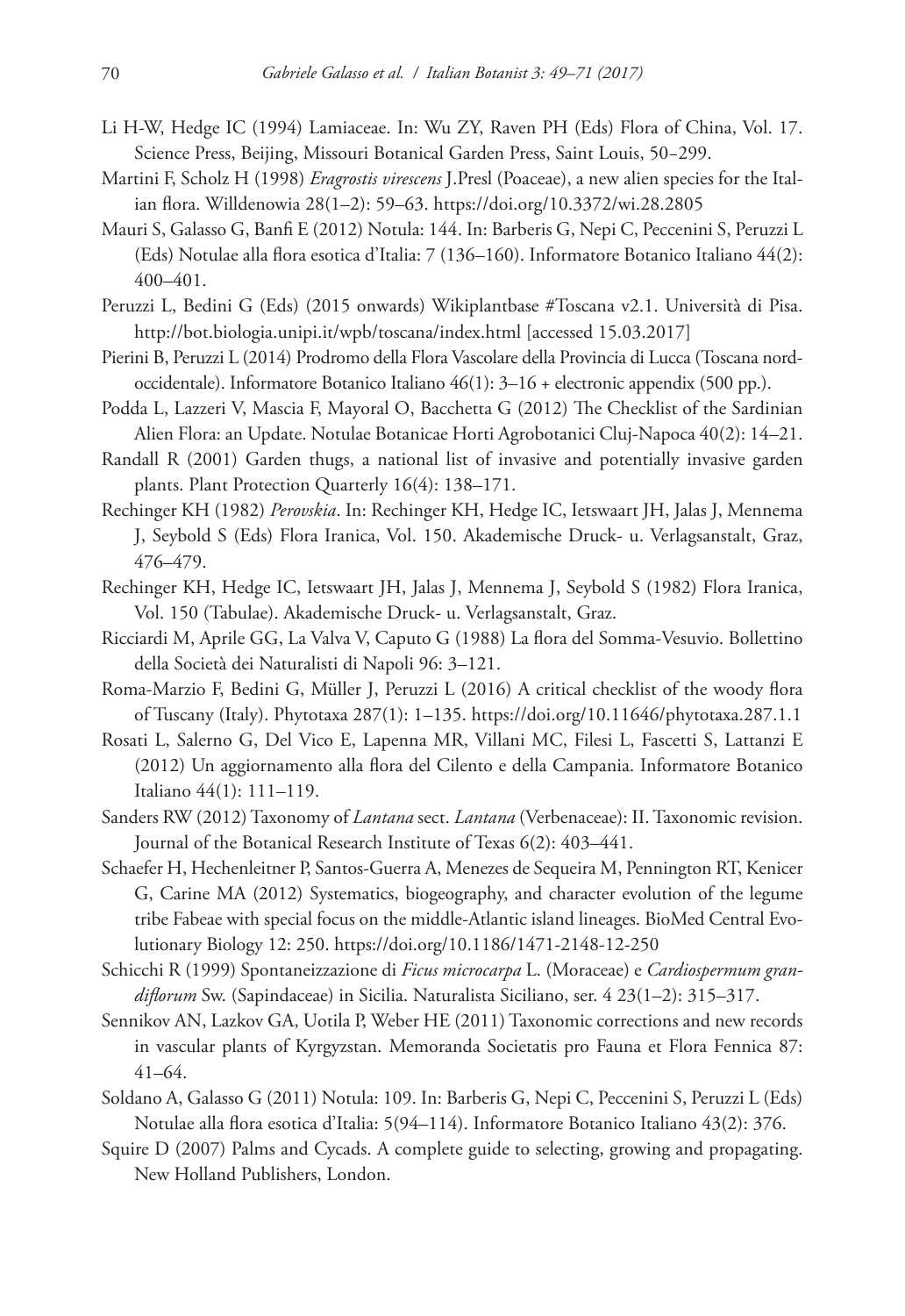Li H-W, Hedge IC (1994) Lamiaceae. In: Wu ZY, Raven PH (Eds) Flora of China, Vol. 17. Science Press, Beijing, Missouri Botanical Garden Press, Saint Louis, 50–299.

Martini F, Scholz H (1998) *Eragrostis virescens* J.Presl (Poaceae), a new alien species for the Italian flora. Willdenowia 28(1–2): 59–63. https://doi.org/10.3372/wi.28.2805

Mauri S, Galasso G, Banfi E (2012) Notula: 144. In: Barberis G, Nepi C, Peccenini S, Peruzzi L (Eds) Notulae alla flora esotica d'Italia: 7 (136–160). Informatore Botanico Italiano 44(2): 400–401.

Peruzzi L, Bedini G (Eds) (2015 onwards) Wikiplantbase #Toscana v2.1. Università di Pisa. http://bot.biologia.unipi.it/wpb/toscana/index.html [accessed 15.03.2017]

Pierini B, Peruzzi L (2014) Prodromo della Flora Vascolare della Provincia di Lucca (Toscana nord-occidentale). Informatore Botanico Italiano 46(1): 3–16 + electronic appendix (500 pp.).

Podda L, Lazzeri V, Mascia F, Mayoral O, Bacchetta G (2012) The Checklist of the Sardinian Alien Flora: an Update. Notulae Botanicae Horti Agrobotanici Cluj-Napoca 40(2): 14–21.

Randall R (2001) Garden thugs, a national list of invasive and potentially invasive garden plants. Plant Protection Quarterly 16(4): 138–171.

Rechinger KH (1982) *Perovskia*. In: Rechinger KH, Hedge IC, Ietswaart JH, Jalas J, Mennema J, Seybold S (Eds) Flora Iranica, Vol. 150. Akademische Druck- u. Verlagsanstalt, Graz, 476–479.

Rechinger KH, Hedge IC, Ietswaart JH, Jalas J, Mennema J, Seybold S (1982) Flora Iranica, Vol. 150 (Tabulae). Akademische Druck- u. Verlagsanstalt, Graz.

Ricciardi M, Aprile GG, La Valva V, Caputo G (1988) La flora del Somma-Vesuvio. Bollettino della Società dei Naturalisti di Napoli 96: 3–121.

Roma-Marzio F, Bedini G, Müller J, Peruzzi L (2016) A critical checklist of the woody flora of Tuscany (Italy). Phytotaxa 287(1): 1–135. https://doi.org/10.11646/phytotaxa.287.1.1

Rosati L, Salerno G, Del Vico E, Lapenna MR, Villani MC, Filesi L, Fascetti S, Lattanzi E (2012) Un aggiornamento alla flora del Cilento e della Campania. Informatore Botanico Italiano 44(1): 111–119.

Sanders RW (2012) Taxonomy of *Lantana* sect. *Lantana* (Verbenaceae): II. Taxonomic revision. Journal of the Botanical Research Institute of Texas 6(2): 403–441.

Schaefer H, Hechenleitner P, Santos-Guerra A, Menezes de Sequeira M, Pennington RT, Kenicer G, Carine MA (2012) Systematics, biogeography, and character evolution of the legume tribe Fabeae with special focus on the middle-Atlantic island lineages. BioMed Central Evolutionary Biology 12: 250. https://doi.org/10.1186/1471-2148-12-250

Schicchi R (1999) Spontaneizzazione di *Ficus microcarpa* L. (Moraceae) e *Cardiospermum grandiflorum* Sw. (Sapindaceae) in Sicilia. Naturalista Siciliano, ser. 4 23(1–2): 315–317.

Sennikov AN, Lazkov GA, Uotila P, Weber HE (2011) Taxonomic corrections and new records in vascular plants of Kyrgyzstan. Memoranda Societatis pro Fauna et Flora Fennica 87: 41–64.

Soldano A, Galasso G (2011) Notula: 109. In: Barberis G, Nepi C, Peccenini S, Peruzzi L (Eds) Notulae alla flora esotica d'Italia: 5(94–114). Informatore Botanico Italiano 43(2): 376.

Squire D (2007) Palms and Cycads. A complete guide to selecting, growing and propagating. New Holland Publishers, London.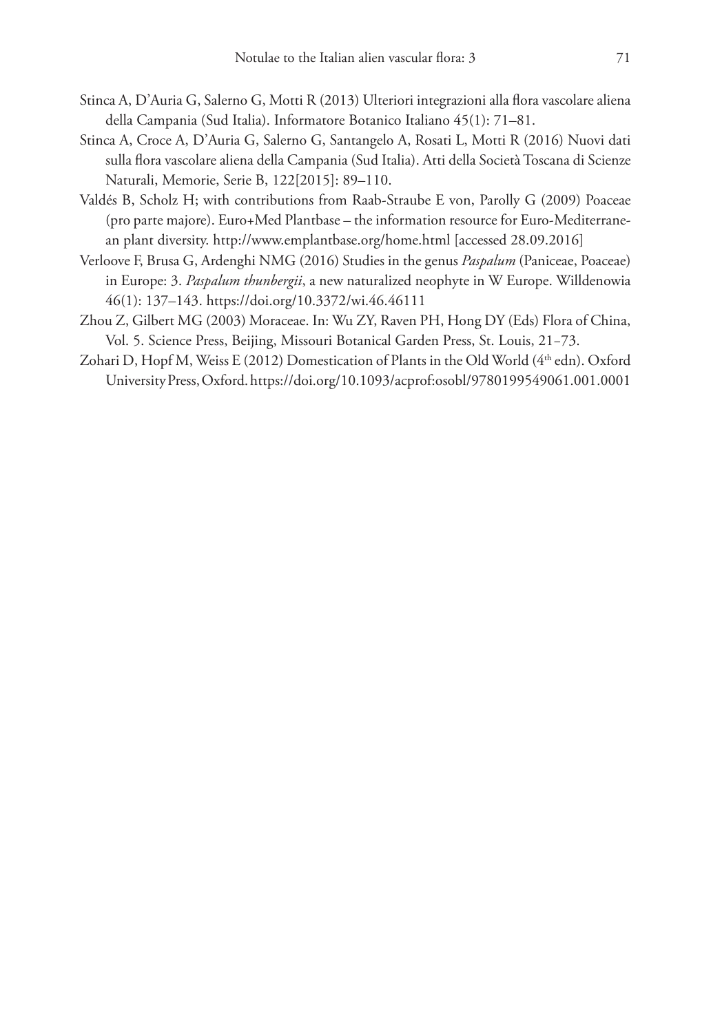Stinca A, D'Auria G, Salerno G, Motti R (2013) Ulteriori integrazioni alla flora vascolare aliena della Campania (Sud Italia). Informatore Botanico Italiano 45(1): 71–81.

Stinca A, Croce A, D'Auria G, Salerno G, Santangelo A, Rosati L, Motti R (2016) Nuovi dati sulla flora vascolare aliena della Campania (Sud Italia). Atti della Società Toscana di Scienze Naturali, Memorie, Serie B, 122[2015]: 89–110.

Valdés B, Scholz H; with contributions from Raab-Straube E von, Parolly G (2009) Poaceae (pro parte majore). Euro+Med Plantbase – the information resource for Euro-Mediterranean plant diversity. http://www.emplantbase.org/home.html [accessed 28.09.2016]

Verloove F, Brusa G, Ardenghi NMG (2016) Studies in the genus *Paspalum* (Paniceae, Poaceae) in Europe: 3. *Paspalum thunbergii*, a new naturalized neophyte in W Europe. Willdenowia 46(1): 137–143. https://doi.org/10.3372/wi.46.46111

Zhou Z, Gilbert MG (2003) Moraceae. In: Wu ZY, Raven PH, Hong DY (Eds) Flora of China, Vol. 5. Science Press, Beijing, Missouri Botanical Garden Press, St. Louis, 21–73.

Zohari D, Hopf M, Weiss E (2012) Domestication of Plants in the Old World (4th edn). Oxford University Press, Oxford. https://doi.org/10.1093/acprof:osobl/9780199549061.001.0001